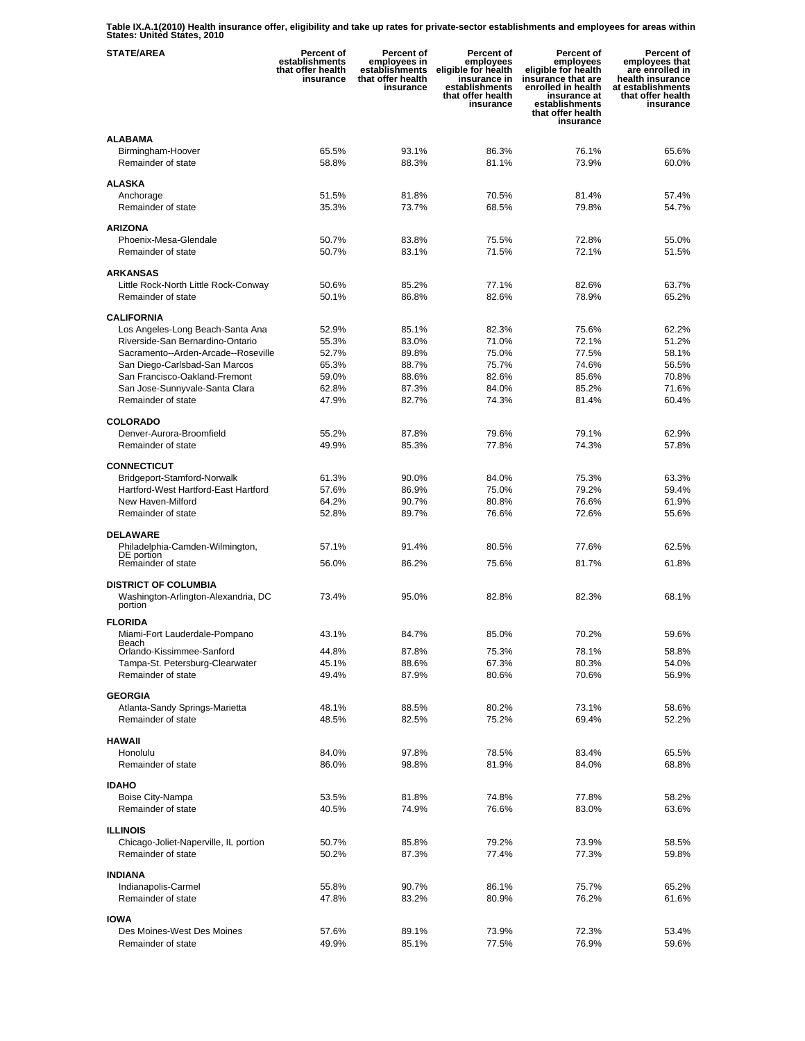**Table IX.A.1(2010) Health insurance offer, eligibility and take up rates for private-sector establishments and employees for areas within States: United States, 2010**

| STATE/AREA | Percent of establishments that offer health insurance | Percent of employees in establishments that offer health insurance | Percent of employees eligible for health insurance in establishments that offer health insurance | Percent of employees eligible for health insurance that are enrolled in health insurance at establishments that offer health insurance | Percent of employees that are enrolled in health insurance at establishments that offer health insurance |
|---|---|---|---|---|---|
| **ALABAMA** | | | | | |
| Birmingham-Hoover | 65.5% | 93.1% | 86.3% | 76.1% | 65.6% |
| Remainder of state | 58.8% | 88.3% | 81.1% | 73.9% | 60.0% |
| **ALASKA** | | | | | |
| Anchorage | 51.5% | 81.8% | 70.5% | 81.4% | 57.4% |
| Remainder of state | 35.3% | 73.7% | 68.5% | 79.8% | 54.7% |
| **ARIZONA** | | | | | |
| Phoenix-Mesa-Glendale | 50.7% | 83.8% | 75.5% | 72.8% | 55.0% |
| Remainder of state | 50.7% | 83.1% | 71.5% | 72.1% | 51.5% |
| **ARKANSAS** | | | | | |
| Little Rock-North Little Rock-Conway | 50.6% | 85.2% | 77.1% | 82.6% | 63.7% |
| Remainder of state | 50.1% | 86.8% | 82.6% | 78.9% | 65.2% |
| **CALIFORNIA** | | | | | |
| Los Angeles-Long Beach-Santa Ana | 52.9% | 85.1% | 82.3% | 75.6% | 62.2% |
| Riverside-San Bernardino-Ontario | 55.3% | 83.0% | 71.0% | 72.1% | 51.2% |
| Sacramento--Arden-Arcade--Roseville | 52.7% | 89.8% | 75.0% | 77.5% | 58.1% |
| San Diego-Carlsbad-San Marcos | 65.3% | 88.7% | 75.7% | 74.6% | 56.5% |
| San Francisco-Oakland-Fremont | 59.0% | 88.6% | 82.6% | 85.6% | 70.8% |
| San Jose-Sunnyvale-Santa Clara | 62.8% | 87.3% | 84.0% | 85.2% | 71.6% |
| Remainder of state | 47.9% | 82.7% | 74.3% | 81.4% | 60.4% |
| **COLORADO** | | | | | |
| Denver-Aurora-Broomfield | 55.2% | 87.8% | 79.6% | 79.1% | 62.9% |
| Remainder of state | 49.9% | 85.3% | 77.8% | 74.3% | 57.8% |
| **CONNECTICUT** | | | | | |
| Bridgeport-Stamford-Norwalk | 61.3% | 90.0% | 84.0% | 75.3% | 63.3% |
| Hartford-West Hartford-East Hartford | 57.6% | 86.9% | 75.0% | 79.2% | 59.4% |
| New Haven-Milford | 64.2% | 90.7% | 80.8% | 76.6% | 61.9% |
| Remainder of state | 52.8% | 89.7% | 76.6% | 72.6% | 55.6% |
| **DELAWARE** | | | | | |
| Philadelphia-Camden-Wilmington, DE portion | 57.1% | 91.4% | 80.5% | 77.6% | 62.5% |
| Remainder of state | 56.0% | 86.2% | 75.6% | 81.7% | 61.8% |
| **DISTRICT OF COLUMBIA** | | | | | |
| Washington-Arlington-Alexandria, DC portion | 73.4% | 95.0% | 82.8% | 82.3% | 68.1% |
| **FLORIDA** | | | | | |
| Miami-Fort Lauderdale-Pompano Beach | 43.1% | 84.7% | 85.0% | 70.2% | 59.6% |
| Orlando-Kissimmee-Sanford | 44.8% | 87.8% | 75.3% | 78.1% | 58.8% |
| Tampa-St. Petersburg-Clearwater | 45.1% | 88.6% | 67.3% | 80.3% | 54.0% |
| Remainder of state | 49.4% | 87.9% | 80.6% | 70.6% | 56.9% |
| **GEORGIA** | | | | | |
| Atlanta-Sandy Springs-Marietta | 48.1% | 88.5% | 80.2% | 73.1% | 58.6% |
| Remainder of state | 48.5% | 82.5% | 75.2% | 69.4% | 52.2% |
| **HAWAII** | | | | | |
| Honolulu | 84.0% | 97.8% | 78.5% | 83.4% | 65.5% |
| Remainder of state | 86.0% | 98.8% | 81.9% | 84.0% | 68.8% |
| **IDAHO** | | | | | |
| Boise City-Nampa | 53.5% | 81.8% | 74.8% | 77.8% | 58.2% |
| Remainder of state | 40.5% | 74.9% | 76.6% | 83.0% | 63.6% |
| **ILLINOIS** | | | | | |
| Chicago-Joliet-Naperville, IL portion | 50.7% | 85.8% | 79.2% | 73.9% | 58.5% |
| Remainder of state | 50.2% | 87.3% | 77.4% | 77.3% | 59.8% |
| **INDIANA** | | | | | |
| Indianapolis-Carmel | 55.8% | 90.7% | 86.1% | 75.7% | 65.2% |
| Remainder of state | 47.8% | 83.2% | 80.9% | 76.2% | 61.6% |
| **IOWA** | | | | | |
| Des Moines-West Des Moines | 57.6% | 89.1% | 73.9% | 72.3% | 53.4% |
| Remainder of state | 49.9% | 85.1% | 77.5% | 76.9% | 59.6% |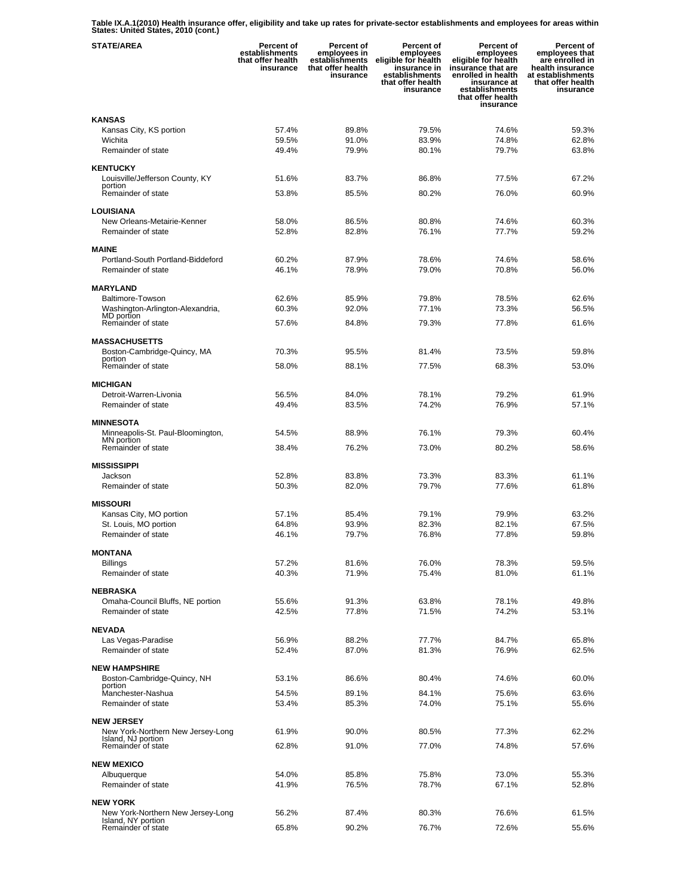**Table IX.A.1(2010) Health insurance offer, eligibility and take up rates for private-sector establishments and employees for areas within States: United States, 2010 (cont.)**

| STATE/AREA | Percent of establishments that offer health insurance | Percent of employees in establishments that offer health insurance | Percent of employees eligible for health insurance in establishments that offer health insurance | Percent of employees eligible for health insurance that are enrolled in health insurance at establishments that offer health insurance | Percent of employees that are enrolled in health insurance at establishments that offer health insurance |
|---|---|---|---|---|---|
| **KANSAS** | | | | | |
| Kansas City, KS portion | 57.4% | 89.8% | 79.5% | 74.6% | 59.3% |
| Wichita | 59.5% | 91.0% | 83.9% | 74.8% | 62.8% |
| Remainder of state | 49.4% | 79.9% | 80.1% | 79.7% | 63.8% |
| **KENTUCKY** | | | | | |
| Louisville/Jefferson County, KY portion | 51.6% | 83.7% | 86.8% | 77.5% | 67.2% |
| Remainder of state | 53.8% | 85.5% | 80.2% | 76.0% | 60.9% |
| **LOUISIANA** | | | | | |
| New Orleans-Metairie-Kenner | 58.0% | 86.5% | 80.8% | 74.6% | 60.3% |
| Remainder of state | 52.8% | 82.8% | 76.1% | 77.7% | 59.2% |
| **MAINE** | | | | | |
| Portland-South Portland-Biddeford | 60.2% | 87.9% | 78.6% | 74.6% | 58.6% |
| Remainder of state | 46.1% | 78.9% | 79.0% | 70.8% | 56.0% |
| **MARYLAND** | | | | | |
| Baltimore-Towson | 62.6% | 85.9% | 79.8% | 78.5% | 62.6% |
| Washington-Arlington-Alexandria, MD portion | 60.3% | 92.0% | 77.1% | 73.3% | 56.5% |
| Remainder of state | 57.6% | 84.8% | 79.3% | 77.8% | 61.6% |
| **MASSACHUSETTS** | | | | | |
| Boston-Cambridge-Quincy, MA portion | 70.3% | 95.5% | 81.4% | 73.5% | 59.8% |
| Remainder of state | 58.0% | 88.1% | 77.5% | 68.3% | 53.0% |
| **MICHIGAN** | | | | | |
| Detroit-Warren-Livonia | 56.5% | 84.0% | 78.1% | 79.2% | 61.9% |
| Remainder of state | 49.4% | 83.5% | 74.2% | 76.9% | 57.1% |
| **MINNESOTA** | | | | | |
| Minneapolis-St. Paul-Bloomington, MN portion | 54.5% | 88.9% | 76.1% | 79.3% | 60.4% |
| Remainder of state | 38.4% | 76.2% | 73.0% | 80.2% | 58.6% |
| **MISSISSIPPI** | | | | | |
| Jackson | 52.8% | 83.8% | 73.3% | 83.3% | 61.1% |
| Remainder of state | 50.3% | 82.0% | 79.7% | 77.6% | 61.8% |
| **MISSOURI** | | | | | |
| Kansas City, MO portion | 57.1% | 85.4% | 79.1% | 79.9% | 63.2% |
| St. Louis, MO portion | 64.8% | 93.9% | 82.3% | 82.1% | 67.5% |
| Remainder of state | 46.1% | 79.7% | 76.8% | 77.8% | 59.8% |
| **MONTANA** | | | | | |
| Billings | 57.2% | 81.6% | 76.0% | 78.3% | 59.5% |
| Remainder of state | 40.3% | 71.9% | 75.4% | 81.0% | 61.1% |
| **NEBRASKA** | | | | | |
| Omaha-Council Bluffs, NE portion | 55.6% | 91.3% | 63.8% | 78.1% | 49.8% |
| Remainder of state | 42.5% | 77.8% | 71.5% | 74.2% | 53.1% |
| **NEVADA** | | | | | |
| Las Vegas-Paradise | 56.9% | 88.2% | 77.7% | 84.7% | 65.8% |
| Remainder of state | 52.4% | 87.0% | 81.3% | 76.9% | 62.5% |
| **NEW HAMPSHIRE** | | | | | |
| Boston-Cambridge-Quincy, NH portion | 53.1% | 86.6% | 80.4% | 74.6% | 60.0% |
| Manchester-Nashua | 54.5% | 89.1% | 84.1% | 75.6% | 63.6% |
| Remainder of state | 53.4% | 85.3% | 74.0% | 75.1% | 55.6% |
| **NEW JERSEY** | | | | | |
| New York-Northern New Jersey-Long Island, NJ portion | 61.9% | 90.0% | 80.5% | 77.3% | 62.2% |
| Remainder of state | 62.8% | 91.0% | 77.0% | 74.8% | 57.6% |
| **NEW MEXICO** | | | | | |
| Albuquerque | 54.0% | 85.8% | 75.8% | 73.0% | 55.3% |
| Remainder of state | 41.9% | 76.5% | 78.7% | 67.1% | 52.8% |
| **NEW YORK** | | | | | |
| New York-Northern New Jersey-Long Island, NY portion | 56.2% | 87.4% | 80.3% | 76.6% | 61.5% |
| Remainder of state | 65.8% | 90.2% | 76.7% | 72.6% | 55.6% |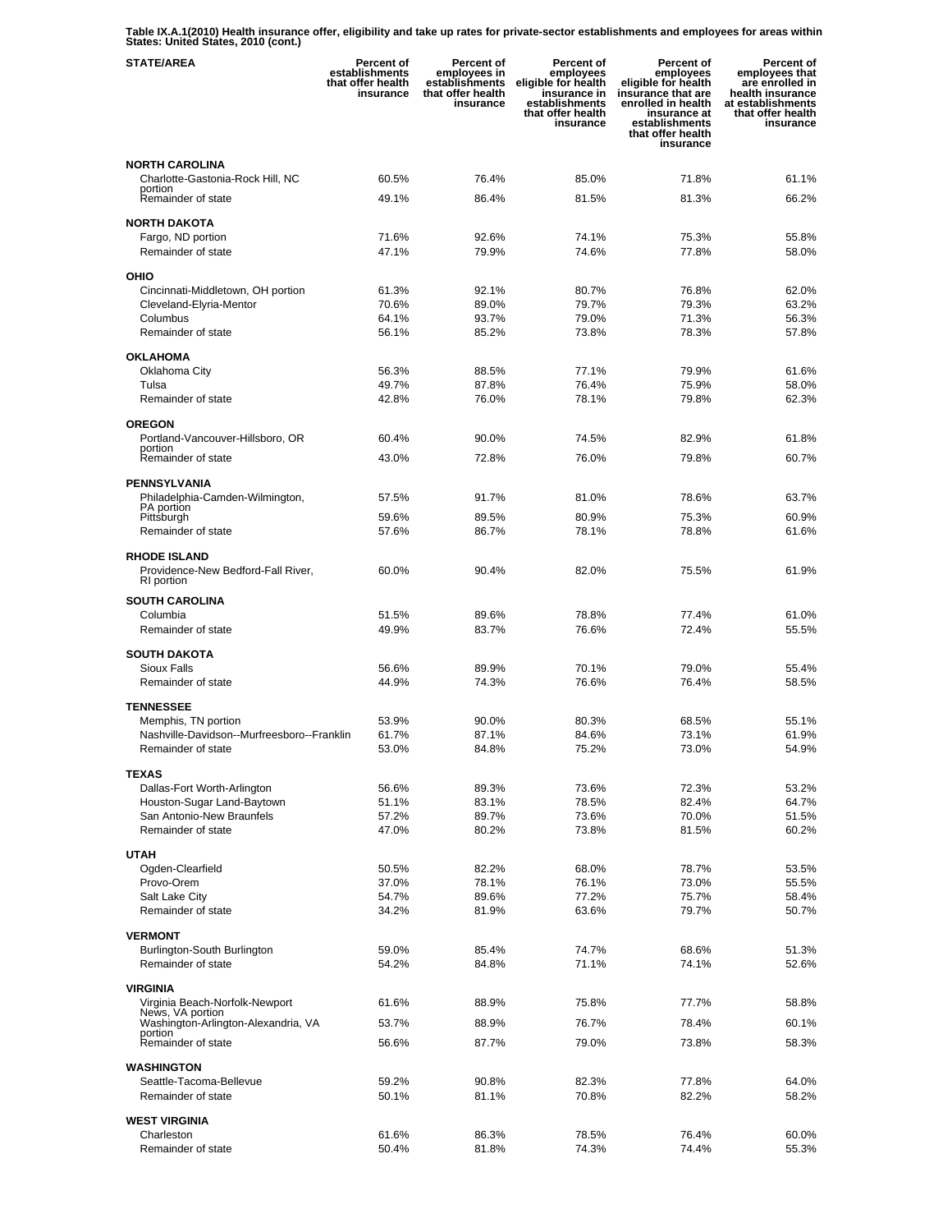**Table IX.A.1(2010) Health insurance offer, eligibility and take up rates for private-sector establishments and employees for areas within States: United States, 2010 (cont.)**

| STATE/AREA | Percent of establishments that offer health insurance | Percent of employees in establishments that offer health insurance | Percent of employees eligible for health insurance in establishments that offer health insurance | Percent of employees eligible for health insurance that are enrolled in health insurance at establishments that offer health insurance | Percent of employees that are enrolled in health insurance at establishments that offer health insurance |
|---|---|---|---|---|---|
| **NORTH CAROLINA** | | | | | |
| Charlotte-Gastonia-Rock Hill, NC portion | 60.5% | 76.4% | 85.0% | 71.8% | 61.1% |
| Remainder of state | 49.1% | 86.4% | 81.5% | 81.3% | 66.2% |
| **NORTH DAKOTA** | | | | | |
| Fargo, ND portion | 71.6% | 92.6% | 74.1% | 75.3% | 55.8% |
| Remainder of state | 47.1% | 79.9% | 74.6% | 77.8% | 58.0% |
| **OHIO** | | | | | |
| Cincinnati-Middletown, OH portion | 61.3% | 92.1% | 80.7% | 76.8% | 62.0% |
| Cleveland-Elyria-Mentor | 70.6% | 89.0% | 79.7% | 79.3% | 63.2% |
| Columbus | 64.1% | 93.7% | 79.0% | 71.3% | 56.3% |
| Remainder of state | 56.1% | 85.2% | 73.8% | 78.3% | 57.8% |
| **OKLAHOMA** | | | | | |
| Oklahoma City | 56.3% | 88.5% | 77.1% | 79.9% | 61.6% |
| Tulsa | 49.7% | 87.8% | 76.4% | 75.9% | 58.0% |
| Remainder of state | 42.8% | 76.0% | 78.1% | 79.8% | 62.3% |
| **OREGON** | | | | | |
| Portland-Vancouver-Hillsboro, OR portion | 60.4% | 90.0% | 74.5% | 82.9% | 61.8% |
| Remainder of state | 43.0% | 72.8% | 76.0% | 79.8% | 60.7% |
| **PENNSYLVANIA** | | | | | |
| Philadelphia-Camden-Wilmington, PA portion | 57.5% | 91.7% | 81.0% | 78.6% | 63.7% |
| Pittsburgh | 59.6% | 89.5% | 80.9% | 75.3% | 60.9% |
| Remainder of state | 57.6% | 86.7% | 78.1% | 78.8% | 61.6% |
| **RHODE ISLAND** | | | | | |
| Providence-New Bedford-Fall River, RI portion | 60.0% | 90.4% | 82.0% | 75.5% | 61.9% |
| **SOUTH CAROLINA** | | | | | |
| Columbia | 51.5% | 89.6% | 78.8% | 77.4% | 61.0% |
| Remainder of state | 49.9% | 83.7% | 76.6% | 72.4% | 55.5% |
| **SOUTH DAKOTA** | | | | | |
| Sioux Falls | 56.6% | 89.9% | 70.1% | 79.0% | 55.4% |
| Remainder of state | 44.9% | 74.3% | 76.6% | 76.4% | 58.5% |
| **TENNESSEE** | | | | | |
| Memphis, TN portion | 53.9% | 90.0% | 80.3% | 68.5% | 55.1% |
| Nashville-Davidson--Murfreesboro--Franklin | 61.7% | 87.1% | 84.6% | 73.1% | 61.9% |
| Remainder of state | 53.0% | 84.8% | 75.2% | 73.0% | 54.9% |
| **TEXAS** | | | | | |
| Dallas-Fort Worth-Arlington | 56.6% | 89.3% | 73.6% | 72.3% | 53.2% |
| Houston-Sugar Land-Baytown | 51.1% | 83.1% | 78.5% | 82.4% | 64.7% |
| San Antonio-New Braunfels | 57.2% | 89.7% | 73.6% | 70.0% | 51.5% |
| Remainder of state | 47.0% | 80.2% | 73.8% | 81.5% | 60.2% |
| **UTAH** | | | | | |
| Ogden-Clearfield | 50.5% | 82.2% | 68.0% | 78.7% | 53.5% |
| Provo-Orem | 37.0% | 78.1% | 76.1% | 73.0% | 55.5% |
| Salt Lake City | 54.7% | 89.6% | 77.2% | 75.7% | 58.4% |
| Remainder of state | 34.2% | 81.9% | 63.6% | 79.7% | 50.7% |
| **VERMONT** | | | | | |
| Burlington-South Burlington | 59.0% | 85.4% | 74.7% | 68.6% | 51.3% |
| Remainder of state | 54.2% | 84.8% | 71.1% | 74.1% | 52.6% |
| **VIRGINIA** | | | | | |
| Virginia Beach-Norfolk-Newport News, VA portion | 61.6% | 88.9% | 75.8% | 77.7% | 58.8% |
| Washington-Arlington-Alexandria, VA portion | 53.7% | 88.9% | 76.7% | 78.4% | 60.1% |
| Remainder of state | 56.6% | 87.7% | 79.0% | 73.8% | 58.3% |
| **WASHINGTON** | | | | | |
| Seattle-Tacoma-Bellevue | 59.2% | 90.8% | 82.3% | 77.8% | 64.0% |
| Remainder of state | 50.1% | 81.1% | 70.8% | 82.2% | 58.2% |
| **WEST VIRGINIA** | | | | | |
| Charleston | 61.6% | 86.3% | 78.5% | 76.4% | 60.0% |
| Remainder of state | 50.4% | 81.8% | 74.3% | 74.4% | 55.3% |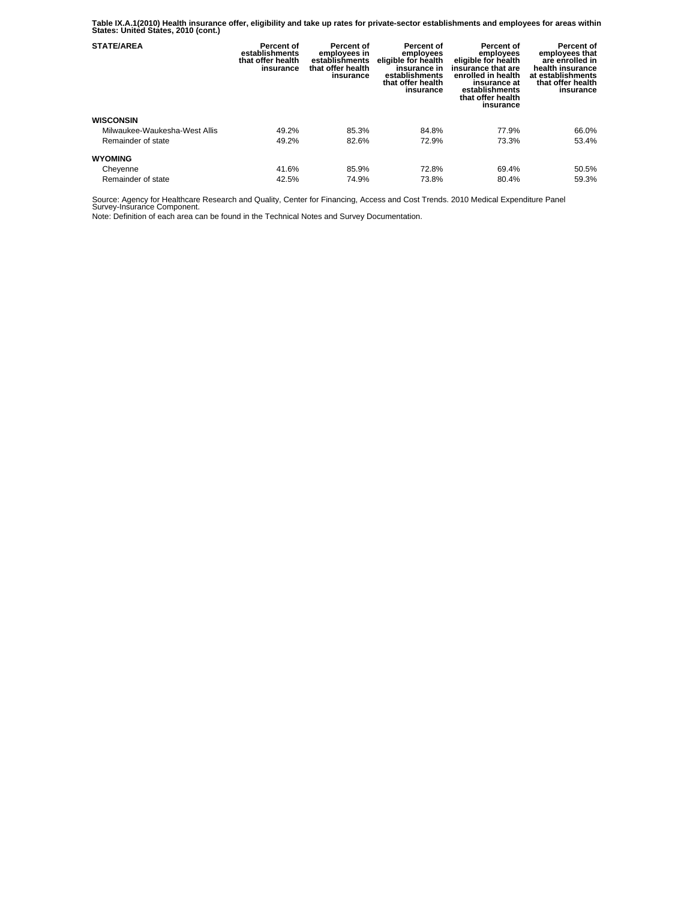**Table IX.A.1(2010) Health insurance offer, eligibility and take up rates for private-sector establishments and employees for areas within States: United States, 2010 (cont.)**

| STATE/AREA | Percent of establishments that offer health insurance | Percent of employees in establishments that offer health insurance | Percent of employees eligible for health insurance in establishments that offer health insurance | Percent of employees eligible for health insurance that are enrolled in health insurance at establishments that offer health insurance | Percent of employees that are enrolled in health insurance at establishments that offer health insurance |
|---|---|---|---|---|---|
| **WISCONSIN** | | | | | |
| Milwaukee-Waukesha-West Allis | 49.2% | 85.3% | 84.8% | 77.9% | 66.0% |
| Remainder of state | 49.2% | 82.6% | 72.9% | 73.3% | 53.4% |
| **WYOMING** | | | | | |
| Cheyenne | 41.6% | 85.9% | 72.8% | 69.4% | 50.5% |
| Remainder of state | 42.5% | 74.9% | 73.8% | 80.4% | 59.3% |

Source: Agency for Healthcare Research and Quality, Center for Financing, Access and Cost Trends. 2010 Medical Expenditure Panel Survey-Insurance Component.

Note: Definition of each area can be found in the Technical Notes and Survey Documentation.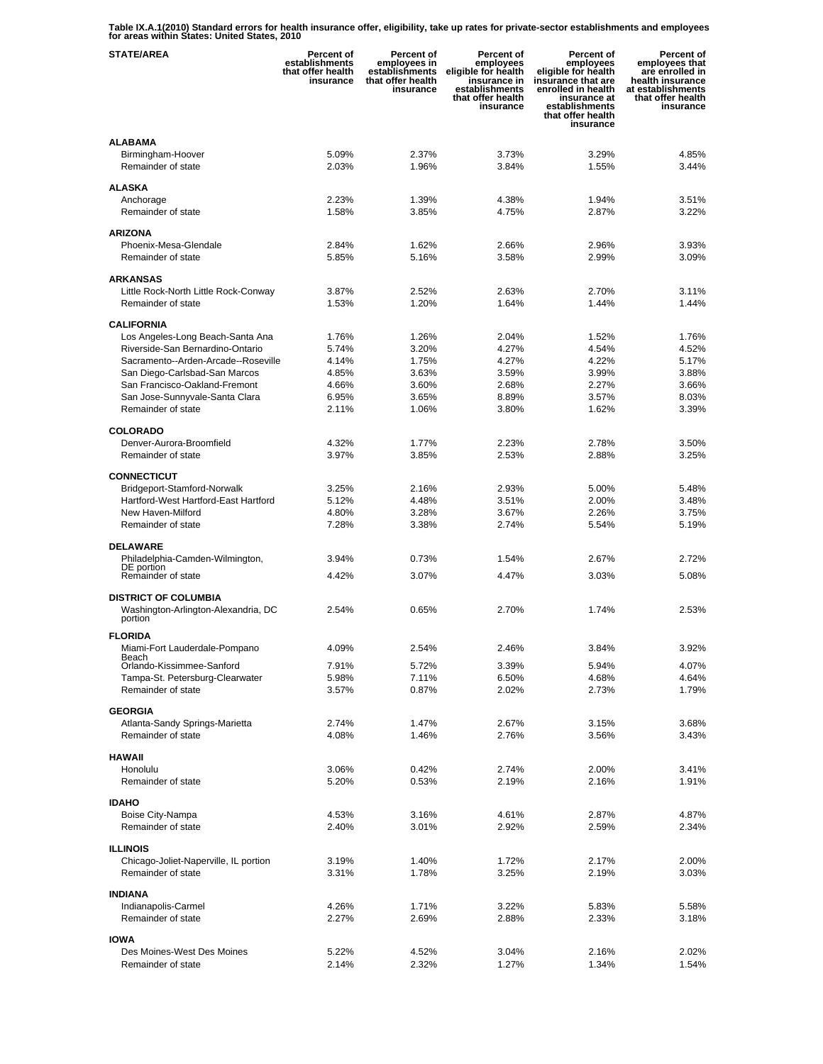**Table IX.A.1(2010) Standard errors for health insurance offer, eligibility, take up rates for private-sector establishments and employees for areas within States: United States, 2010**

| STATE/AREA | Percent of establishments that offer health insurance | Percent of employees in establishments that offer health insurance | Percent of employees eligible for health insurance in establishments that offer health insurance | Percent of employees eligible for health insurance that are enrolled in health insurance at establishments that offer health insurance | Percent of employees that are enrolled in health insurance at establishments that offer health insurance |
|---|---|---|---|---|---|
| **ALABAMA** | | | | | |
| Birmingham-Hoover | 5.09% | 2.37% | 3.73% | 3.29% | 4.85% |
| Remainder of state | 2.03% | 1.96% | 3.84% | 1.55% | 3.44% |
| **ALASKA** | | | | | |
| Anchorage | 2.23% | 1.39% | 4.38% | 1.94% | 3.51% |
| Remainder of state | 1.58% | 3.85% | 4.75% | 2.87% | 3.22% |
| **ARIZONA** | | | | | |
| Phoenix-Mesa-Glendale | 2.84% | 1.62% | 2.66% | 2.96% | 3.93% |
| Remainder of state | 5.85% | 5.16% | 3.58% | 2.99% | 3.09% |
| **ARKANSAS** | | | | | |
| Little Rock-North Little Rock-Conway | 3.87% | 2.52% | 2.63% | 2.70% | 3.11% |
| Remainder of state | 1.53% | 1.20% | 1.64% | 1.44% | 1.44% |
| **CALIFORNIA** | | | | | |
| Los Angeles-Long Beach-Santa Ana | 1.76% | 1.26% | 2.04% | 1.52% | 1.76% |
| Riverside-San Bernardino-Ontario | 5.74% | 3.20% | 4.27% | 4.54% | 4.52% |
| Sacramento--Arden-Arcade--Roseville | 4.14% | 1.75% | 4.27% | 4.22% | 5.17% |
| San Diego-Carlsbad-San Marcos | 4.85% | 3.63% | 3.59% | 3.99% | 3.88% |
| San Francisco-Oakland-Fremont | 4.66% | 3.60% | 2.68% | 2.27% | 3.66% |
| San Jose-Sunnyvale-Santa Clara | 6.95% | 3.65% | 8.89% | 3.57% | 8.03% |
| Remainder of state | 2.11% | 1.06% | 3.80% | 1.62% | 3.39% |
| **COLORADO** | | | | | |
| Denver-Aurora-Broomfield | 4.32% | 1.77% | 2.23% | 2.78% | 3.50% |
| Remainder of state | 3.97% | 3.85% | 2.53% | 2.88% | 3.25% |
| **CONNECTICUT** | | | | | |
| Bridgeport-Stamford-Norwalk | 3.25% | 2.16% | 2.93% | 5.00% | 5.48% |
| Hartford-West Hartford-East Hartford | 5.12% | 4.48% | 3.51% | 2.00% | 3.48% |
| New Haven-Milford | 4.80% | 3.28% | 3.67% | 2.26% | 3.75% |
| Remainder of state | 7.28% | 3.38% | 2.74% | 5.54% | 5.19% |
| **DELAWARE** | | | | | |
| Philadelphia-Camden-Wilmington, DE portion | 3.94% | 0.73% | 1.54% | 2.67% | 2.72% |
| Remainder of state | 4.42% | 3.07% | 4.47% | 3.03% | 5.08% |
| **DISTRICT OF COLUMBIA** | | | | | |
| Washington-Arlington-Alexandria, DC portion | 2.54% | 0.65% | 2.70% | 1.74% | 2.53% |
| **FLORIDA** | | | | | |
| Miami-Fort Lauderdale-Pompano Beach | 4.09% | 2.54% | 2.46% | 3.84% | 3.92% |
| Orlando-Kissimmee-Sanford | 7.91% | 5.72% | 3.39% | 5.94% | 4.07% |
| Tampa-St. Petersburg-Clearwater | 5.98% | 7.11% | 6.50% | 4.68% | 4.64% |
| Remainder of state | 3.57% | 0.87% | 2.02% | 2.73% | 1.79% |
| **GEORGIA** | | | | | |
| Atlanta-Sandy Springs-Marietta | 2.74% | 1.47% | 2.67% | 3.15% | 3.68% |
| Remainder of state | 4.08% | 1.46% | 2.76% | 3.56% | 3.43% |
| **HAWAII** | | | | | |
| Honolulu | 3.06% | 0.42% | 2.74% | 2.00% | 3.41% |
| Remainder of state | 5.20% | 0.53% | 2.19% | 2.16% | 1.91% |
| **IDAHO** | | | | | |
| Boise City-Nampa | 4.53% | 3.16% | 4.61% | 2.87% | 4.87% |
| Remainder of state | 2.40% | 3.01% | 2.92% | 2.59% | 2.34% |
| **ILLINOIS** | | | | | |
| Chicago-Joliet-Naperville, IL portion | 3.19% | 1.40% | 1.72% | 2.17% | 2.00% |
| Remainder of state | 3.31% | 1.78% | 3.25% | 2.19% | 3.03% |
| **INDIANA** | | | | | |
| Indianapolis-Carmel | 4.26% | 1.71% | 3.22% | 5.83% | 5.58% |
| Remainder of state | 2.27% | 2.69% | 2.88% | 2.33% | 3.18% |
| **IOWA** | | | | | |
| Des Moines-West Des Moines | 5.22% | 4.52% | 3.04% | 2.16% | 2.02% |
| Remainder of state | 2.14% | 2.32% | 1.27% | 1.34% | 1.54% |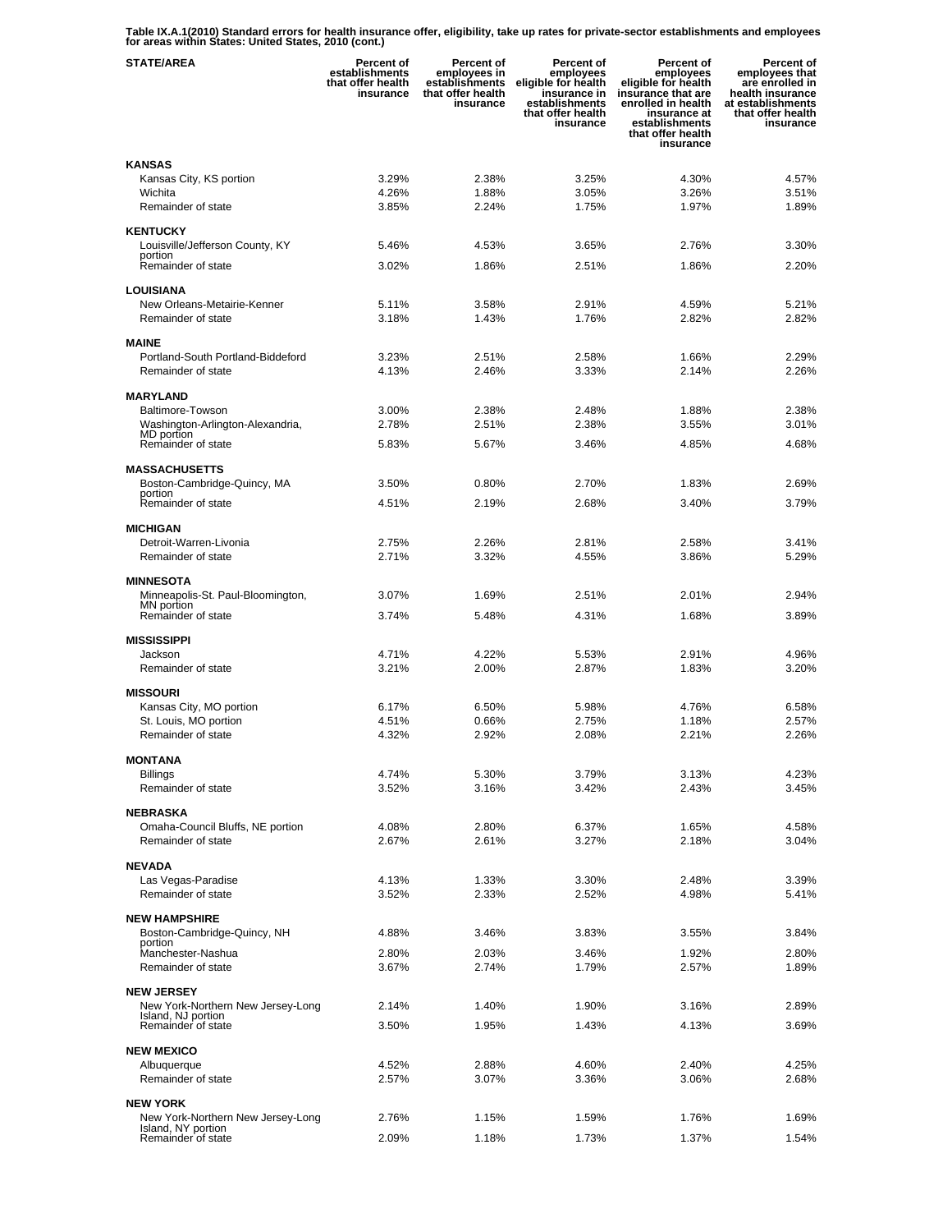**Table IX.A.1(2010) Standard errors for health insurance offer, eligibility, take up rates for private-sector establishments and employees for areas within States: United States, 2010 (cont.)**

| STATE/AREA | Percent of establishments that offer health insurance | Percent of employees in establishments that offer health insurance | Percent of employees eligible for health insurance in establishments that offer health insurance | Percent of employees eligible for health insurance that are enrolled in health insurance at establishments that offer health insurance | Percent of employees that are enrolled in health insurance at establishments that offer health insurance |
|---|---|---|---|---|---|
| **KANSAS** | | | | | |
| Kansas City, KS portion | 3.29% | 2.38% | 3.25% | 4.30% | 4.57% |
| Wichita | 4.26% | 1.88% | 3.05% | 3.26% | 3.51% |
| Remainder of state | 3.85% | 2.24% | 1.75% | 1.97% | 1.89% |
| **KENTUCKY** | | | | | |
| Louisville/Jefferson County, KY portion | 5.46% | 4.53% | 3.65% | 2.76% | 3.30% |
| Remainder of state | 3.02% | 1.86% | 2.51% | 1.86% | 2.20% |
| **LOUISIANA** | | | | | |
| New Orleans-Metairie-Kenner | 5.11% | 3.58% | 2.91% | 4.59% | 5.21% |
| Remainder of state | 3.18% | 1.43% | 1.76% | 2.82% | 2.82% |
| **MAINE** | | | | | |
| Portland-South Portland-Biddeford | 3.23% | 2.51% | 2.58% | 1.66% | 2.29% |
| Remainder of state | 4.13% | 2.46% | 3.33% | 2.14% | 2.26% |
| **MARYLAND** | | | | | |
| Baltimore-Towson | 3.00% | 2.38% | 2.48% | 1.88% | 2.38% |
| Washington-Arlington-Alexandria, MD portion | 2.78% | 2.51% | 2.38% | 3.55% | 3.01% |
| Remainder of state | 5.83% | 5.67% | 3.46% | 4.85% | 4.68% |
| **MASSACHUSETTS** | | | | | |
| Boston-Cambridge-Quincy, MA portion | 3.50% | 0.80% | 2.70% | 1.83% | 2.69% |
| Remainder of state | 4.51% | 2.19% | 2.68% | 3.40% | 3.79% |
| **MICHIGAN** | | | | | |
| Detroit-Warren-Livonia | 2.75% | 2.26% | 2.81% | 2.58% | 3.41% |
| Remainder of state | 2.71% | 3.32% | 4.55% | 3.86% | 5.29% |
| **MINNESOTA** | | | | | |
| Minneapolis-St. Paul-Bloomington, MN portion | 3.07% | 1.69% | 2.51% | 2.01% | 2.94% |
| Remainder of state | 3.74% | 5.48% | 4.31% | 1.68% | 3.89% |
| **MISSISSIPPI** | | | | | |
| Jackson | 4.71% | 4.22% | 5.53% | 2.91% | 4.96% |
| Remainder of state | 3.21% | 2.00% | 2.87% | 1.83% | 3.20% |
| **MISSOURI** | | | | | |
| Kansas City, MO portion | 6.17% | 6.50% | 5.98% | 4.76% | 6.58% |
| St. Louis, MO portion | 4.51% | 0.66% | 2.75% | 1.18% | 2.57% |
| Remainder of state | 4.32% | 2.92% | 2.08% | 2.21% | 2.26% |
| **MONTANA** | | | | | |
| Billings | 4.74% | 5.30% | 3.79% | 3.13% | 4.23% |
| Remainder of state | 3.52% | 3.16% | 3.42% | 2.43% | 3.45% |
| **NEBRASKA** | | | | | |
| Omaha-Council Bluffs, NE portion | 4.08% | 2.80% | 6.37% | 1.65% | 4.58% |
| Remainder of state | 2.67% | 2.61% | 3.27% | 2.18% | 3.04% |
| **NEVADA** | | | | | |
| Las Vegas-Paradise | 4.13% | 1.33% | 3.30% | 2.48% | 3.39% |
| Remainder of state | 3.52% | 2.33% | 2.52% | 4.98% | 5.41% |
| **NEW HAMPSHIRE** | | | | | |
| Boston-Cambridge-Quincy, NH portion | 4.88% | 3.46% | 3.83% | 3.55% | 3.84% |
| Manchester-Nashua | 2.80% | 2.03% | 3.46% | 1.92% | 2.80% |
| Remainder of state | 3.67% | 2.74% | 1.79% | 2.57% | 1.89% |
| **NEW JERSEY** | | | | | |
| New York-Northern New Jersey-Long Island, NJ portion | 2.14% | 1.40% | 1.90% | 3.16% | 2.89% |
| Remainder of state | 3.50% | 1.95% | 1.43% | 4.13% | 3.69% |
| **NEW MEXICO** | | | | | |
| Albuquerque | 4.52% | 2.88% | 4.60% | 2.40% | 4.25% |
| Remainder of state | 2.57% | 3.07% | 3.36% | 3.06% | 2.68% |
| **NEW YORK** | | | | | |
| New York-Northern New Jersey-Long Island, NY portion | 2.76% | 1.15% | 1.59% | 1.76% | 1.69% |
| Remainder of state | 2.09% | 1.18% | 1.73% | 1.37% | 1.54% |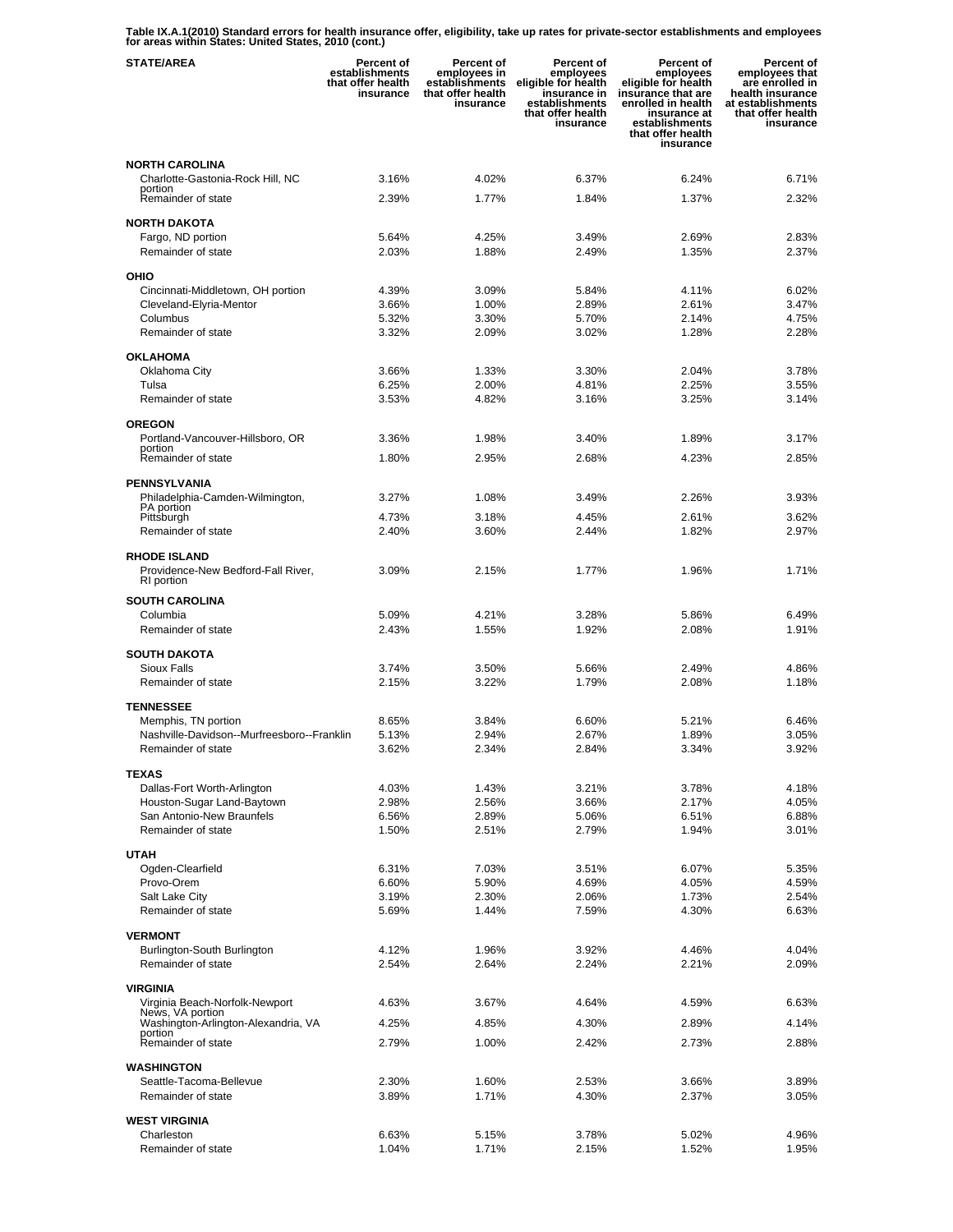**Table IX.A.1(2010) Standard errors for health insurance offer, eligibility, take up rates for private-sector establishments and employees for areas within States: United States, 2010 (cont.)**

| STATE/AREA | Percent of establishments that offer health insurance | Percent of employees in establishments that offer health insurance | Percent of employees eligible for health insurance in establishments that offer health insurance | Percent of employees eligible for health insurance that are enrolled in health insurance at establishments that offer health insurance | Percent of employees that are enrolled in health insurance at establishments that offer health insurance |
|---|---|---|---|---|---|
| **NORTH CAROLINA** | | | | | |
| Charlotte-Gastonia-Rock Hill, NC portion | 3.16% | 4.02% | 6.37% | 6.24% | 6.71% |
| Remainder of state | 2.39% | 1.77% | 1.84% | 1.37% | 2.32% |
| **NORTH DAKOTA** | | | | | |
| Fargo, ND portion | 5.64% | 4.25% | 3.49% | 2.69% | 2.83% |
| Remainder of state | 2.03% | 1.88% | 2.49% | 1.35% | 2.37% |
| **OHIO** | | | | | |
| Cincinnati-Middletown, OH portion | 4.39% | 3.09% | 5.84% | 4.11% | 6.02% |
| Cleveland-Elyria-Mentor | 3.66% | 1.00% | 2.89% | 2.61% | 3.47% |
| Columbus | 5.32% | 3.30% | 5.70% | 2.14% | 4.75% |
| Remainder of state | 3.32% | 2.09% | 3.02% | 1.28% | 2.28% |
| **OKLAHOMA** | | | | | |
| Oklahoma City | 3.66% | 1.33% | 3.30% | 2.04% | 3.78% |
| Tulsa | 6.25% | 2.00% | 4.81% | 2.25% | 3.55% |
| Remainder of state | 3.53% | 4.82% | 3.16% | 3.25% | 3.14% |
| **OREGON** | | | | | |
| Portland-Vancouver-Hillsboro, OR portion | 3.36% | 1.98% | 3.40% | 1.89% | 3.17% |
| Remainder of state | 1.80% | 2.95% | 2.68% | 4.23% | 2.85% |
| **PENNSYLVANIA** | | | | | |
| Philadelphia-Camden-Wilmington, PA portion | 3.27% | 1.08% | 3.49% | 2.26% | 3.93% |
| Pittsburgh | 4.73% | 3.18% | 4.45% | 2.61% | 3.62% |
| Remainder of state | 2.40% | 3.60% | 2.44% | 1.82% | 2.97% |
| **RHODE ISLAND** | | | | | |
| Providence-New Bedford-Fall River, RI portion | 3.09% | 2.15% | 1.77% | 1.96% | 1.71% |
| **SOUTH CAROLINA** | | | | | |
| Columbia | 5.09% | 4.21% | 3.28% | 5.86% | 6.49% |
| Remainder of state | 2.43% | 1.55% | 1.92% | 2.08% | 1.91% |
| **SOUTH DAKOTA** | | | | | |
| Sioux Falls | 3.74% | 3.50% | 5.66% | 2.49% | 4.86% |
| Remainder of state | 2.15% | 3.22% | 1.79% | 2.08% | 1.18% |
| **TENNESSEE** | | | | | |
| Memphis, TN portion | 8.65% | 3.84% | 6.60% | 5.21% | 6.46% |
| Nashville-Davidson--Murfreesboro--Franklin | 5.13% | 2.94% | 2.67% | 1.89% | 3.05% |
| Remainder of state | 3.62% | 2.34% | 2.84% | 3.34% | 3.92% |
| **TEXAS** | | | | | |
| Dallas-Fort Worth-Arlington | 4.03% | 1.43% | 3.21% | 3.78% | 4.18% |
| Houston-Sugar Land-Baytown | 2.98% | 2.56% | 3.66% | 2.17% | 4.05% |
| San Antonio-New Braunfels | 6.56% | 2.89% | 5.06% | 6.51% | 6.88% |
| Remainder of state | 1.50% | 2.51% | 2.79% | 1.94% | 3.01% |
| **UTAH** | | | | | |
| Ogden-Clearfield | 6.31% | 7.03% | 3.51% | 6.07% | 5.35% |
| Provo-Orem | 6.60% | 5.90% | 4.69% | 4.05% | 4.59% |
| Salt Lake City | 3.19% | 2.30% | 2.06% | 1.73% | 2.54% |
| Remainder of state | 5.69% | 1.44% | 7.59% | 4.30% | 6.63% |
| **VERMONT** | | | | | |
| Burlington-South Burlington | 4.12% | 1.96% | 3.92% | 4.46% | 4.04% |
| Remainder of state | 2.54% | 2.64% | 2.24% | 2.21% | 2.09% |
| **VIRGINIA** | | | | | |
| Virginia Beach-Norfolk-Newport News, VA portion | 4.63% | 3.67% | 4.64% | 4.59% | 6.63% |
| Washington-Arlington-Alexandria, VA portion | 4.25% | 4.85% | 4.30% | 2.89% | 4.14% |
| Remainder of state | 2.79% | 1.00% | 2.42% | 2.73% | 2.88% |
| **WASHINGTON** | | | | | |
| Seattle-Tacoma-Bellevue | 2.30% | 1.60% | 2.53% | 3.66% | 3.89% |
| Remainder of state | 3.89% | 1.71% | 4.30% | 2.37% | 3.05% |
| **WEST VIRGINIA** | | | | | |
| Charleston | 6.63% | 5.15% | 3.78% | 5.02% | 4.96% |
| Remainder of state | 1.04% | 1.71% | 2.15% | 1.52% | 1.95% |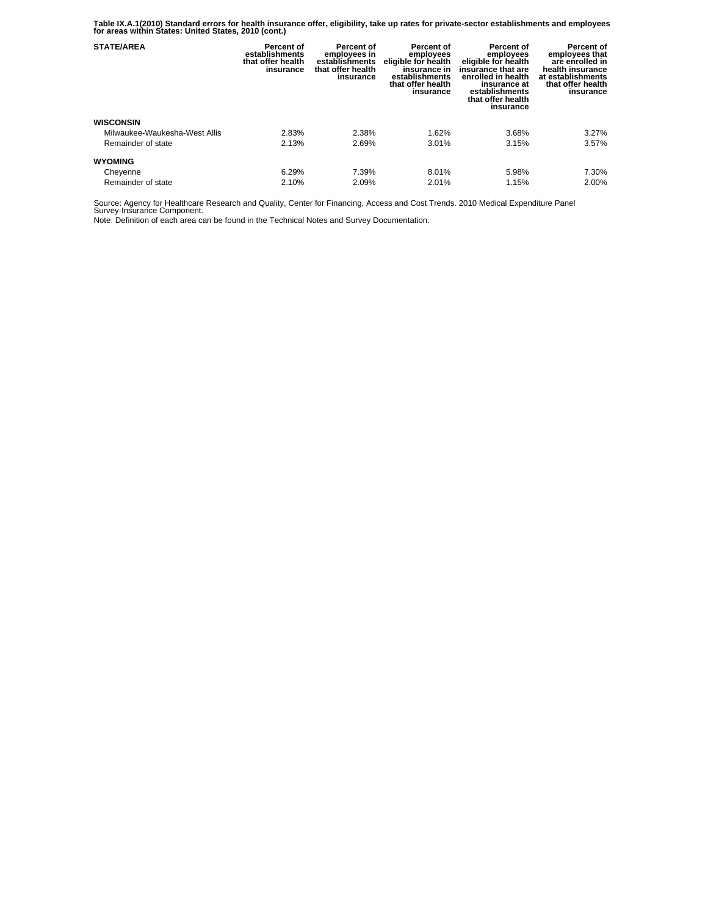**Table IX.A.1(2010) Standard errors for health insurance offer, eligibility, take up rates for private-sector establishments and employees for areas within States: United States, 2010 (cont.)**

| STATE/AREA | Percent of establishments that offer health insurance | Percent of employees in establishments that offer health insurance | Percent of employees eligible for health insurance in establishments that offer health insurance | Percent of employees eligible for health insurance that are enrolled in health insurance at establishments that offer health insurance | Percent of employees that are enrolled in health insurance at establishments that offer health insurance |
|---|---|---|---|---|---|
| **WISCONSIN** | | | | | |
| Milwaukee-Waukesha-West Allis | 2.83% | 2.38% | 1.62% | 3.68% | 3.27% |
| Remainder of state | 2.13% | 2.69% | 3.01% | 3.15% | 3.57% |
| **WYOMING** | | | | | |
| Cheyenne | 6.29% | 7.39% | 8.01% | 5.98% | 7.30% |
| Remainder of state | 2.10% | 2.09% | 2.01% | 1.15% | 2.00% |

Source: Agency for Healthcare Research and Quality, Center for Financing, Access and Cost Trends. 2010 Medical Expenditure Panel Survey-Insurance Component.

Note: Definition of each area can be found in the Technical Notes and Survey Documentation.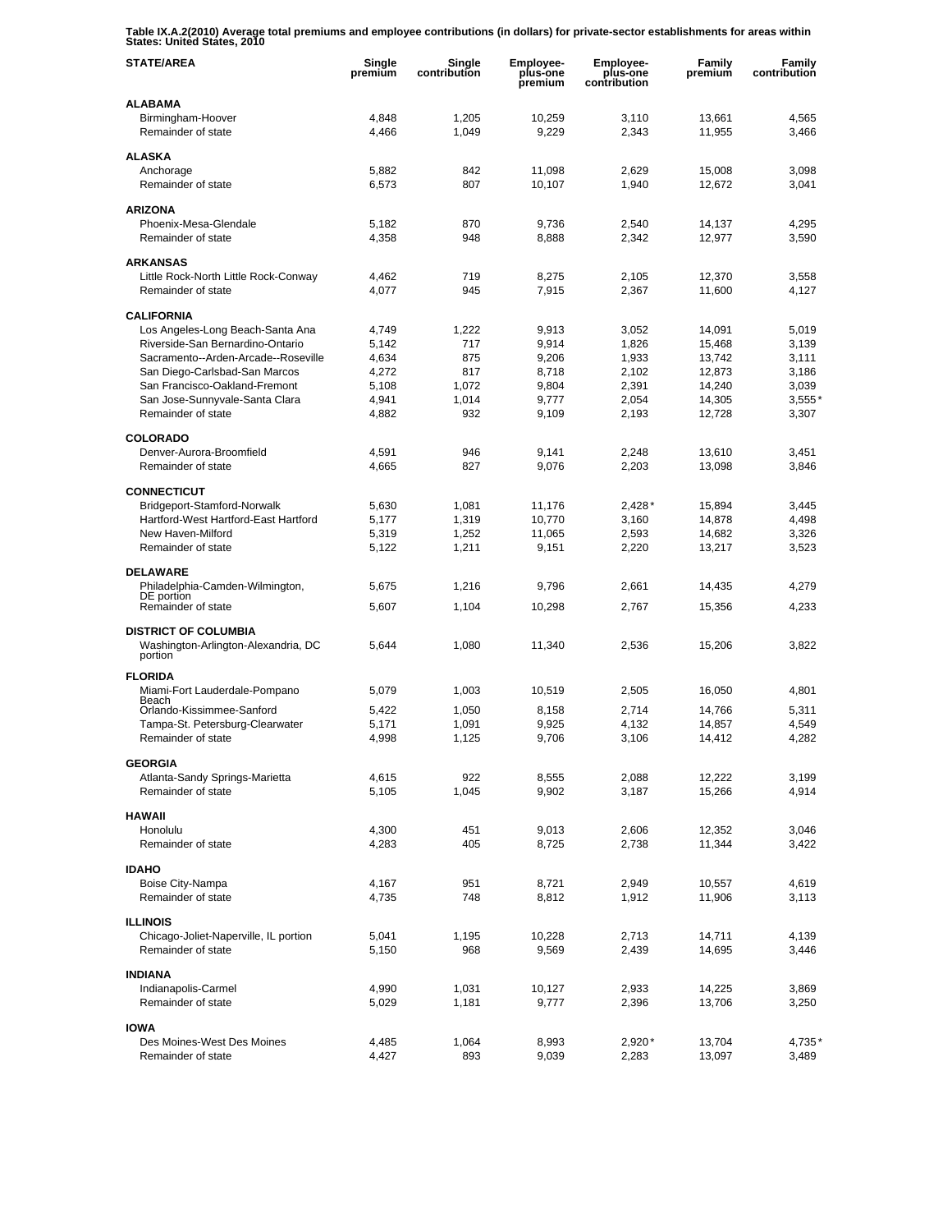**Table IX.A.2(2010) Average total premiums and employee contributions (in dollars) for private-sector establishments for areas within States: United States, 2010**

| STATE/AREA | Single premium | Single contribution | Employee-plus-one premium | Employee-plus-one contribution | Family premium | Family contribution |
|---|---|---|---|---|---|---|
| **ALABAMA** | | | | | | |
| Birmingham-Hoover | 4,848 | 1,205 | 10,259 | 3,110 | 13,661 | 4,565 |
| Remainder of state | 4,466 | 1,049 | 9,229 | 2,343 | 11,955 | 3,466 |
| **ALASKA** | | | | | | |
| Anchorage | 5,882 | 842 | 11,098 | 2,629 | 15,008 | 3,098 |
| Remainder of state | 6,573 | 807 | 10,107 | 1,940 | 12,672 | 3,041 |
| **ARIZONA** | | | | | | |
| Phoenix-Mesa-Glendale | 5,182 | 870 | 9,736 | 2,540 | 14,137 | 4,295 |
| Remainder of state | 4,358 | 948 | 8,888 | 2,342 | 12,977 | 3,590 |
| **ARKANSAS** | | | | | | |
| Little Rock-North Little Rock-Conway | 4,462 | 719 | 8,275 | 2,105 | 12,370 | 3,558 |
| Remainder of state | 4,077 | 945 | 7,915 | 2,367 | 11,600 | 4,127 |
| **CALIFORNIA** | | | | | | |
| Los Angeles-Long Beach-Santa Ana | 4,749 | 1,222 | 9,913 | 3,052 | 14,091 | 5,019 |
| Riverside-San Bernardino-Ontario | 5,142 | 717 | 9,914 | 1,826 | 15,468 | 3,139 |
| Sacramento--Arden-Arcade--Roseville | 4,634 | 875 | 9,206 | 1,933 | 13,742 | 3,111 |
| San Diego-Carlsbad-San Marcos | 4,272 | 817 | 8,718 | 2,102 | 12,873 | 3,186 |
| San Francisco-Oakland-Fremont | 5,108 | 1,072 | 9,804 | 2,391 | 14,240 | 3,039 |
| San Jose-Sunnyvale-Santa Clara | 4,941 | 1,014 | 9,777 | 2,054 | 14,305 | 3,555* |
| Remainder of state | 4,882 | 932 | 9,109 | 2,193 | 12,728 | 3,307 |
| **COLORADO** | | | | | | |
| Denver-Aurora-Broomfield | 4,591 | 946 | 9,141 | 2,248 | 13,610 | 3,451 |
| Remainder of state | 4,665 | 827 | 9,076 | 2,203 | 13,098 | 3,846 |
| **CONNECTICUT** | | | | | | |
| Bridgeport-Stamford-Norwalk | 5,630 | 1,081 | 11,176 | 2,428* | 15,894 | 3,445 |
| Hartford-West Hartford-East Hartford | 5,177 | 1,319 | 10,770 | 3,160 | 14,878 | 4,498 |
| New Haven-Milford | 5,319 | 1,252 | 11,065 | 2,593 | 14,682 | 3,326 |
| Remainder of state | 5,122 | 1,211 | 9,151 | 2,220 | 13,217 | 3,523 |
| **DELAWARE** | | | | | | |
| Philadelphia-Camden-Wilmington, DE portion | 5,675 | 1,216 | 9,796 | 2,661 | 14,435 | 4,279 |
| Remainder of state | 5,607 | 1,104 | 10,298 | 2,767 | 15,356 | 4,233 |
| **DISTRICT OF COLUMBIA** | | | | | | |
| Washington-Arlington-Alexandria, DC portion | 5,644 | 1,080 | 11,340 | 2,536 | 15,206 | 3,822 |
| **FLORIDA** | | | | | | |
| Miami-Fort Lauderdale-Pompano Beach | 5,079 | 1,003 | 10,519 | 2,505 | 16,050 | 4,801 |
| Orlando-Kissimmee-Sanford | 5,422 | 1,050 | 8,158 | 2,714 | 14,766 | 5,311 |
| Tampa-St. Petersburg-Clearwater | 5,171 | 1,091 | 9,925 | 4,132 | 14,857 | 4,549 |
| Remainder of state | 4,998 | 1,125 | 9,706 | 3,106 | 14,412 | 4,282 |
| **GEORGIA** | | | | | | |
| Atlanta-Sandy Springs-Marietta | 4,615 | 922 | 8,555 | 2,088 | 12,222 | 3,199 |
| Remainder of state | 5,105 | 1,045 | 9,902 | 3,187 | 15,266 | 4,914 |
| **HAWAII** | | | | | | |
| Honolulu | 4,300 | 451 | 9,013 | 2,606 | 12,352 | 3,046 |
| Remainder of state | 4,283 | 405 | 8,725 | 2,738 | 11,344 | 3,422 |
| **IDAHO** | | | | | | |
| Boise City-Nampa | 4,167 | 951 | 8,721 | 2,949 | 10,557 | 4,619 |
| Remainder of state | 4,735 | 748 | 8,812 | 1,912 | 11,906 | 3,113 |
| **ILLINOIS** | | | | | | |
| Chicago-Joliet-Naperville, IL portion | 5,041 | 1,195 | 10,228 | 2,713 | 14,711 | 4,139 |
| Remainder of state | 5,150 | 968 | 9,569 | 2,439 | 14,695 | 3,446 |
| **INDIANA** | | | | | | |
| Indianapolis-Carmel | 4,990 | 1,031 | 10,127 | 2,933 | 14,225 | 3,869 |
| Remainder of state | 5,029 | 1,181 | 9,777 | 2,396 | 13,706 | 3,250 |
| **IOWA** | | | | | | |
| Des Moines-West Des Moines | 4,485 | 1,064 | 8,993 | 2,920* | 13,704 | 4,735* |
| Remainder of state | 4,427 | 893 | 9,039 | 2,283 | 13,097 | 3,489 |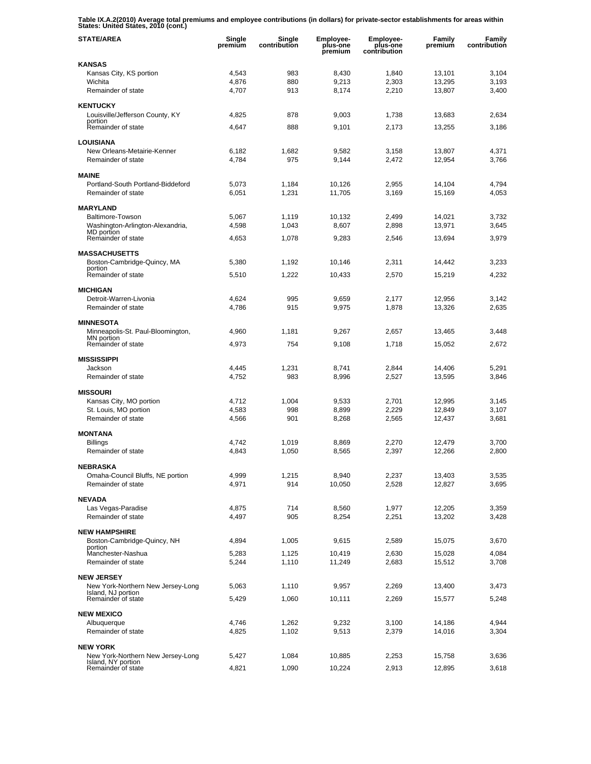**Table IX.A.2(2010) Average total premiums and employee contributions (in dollars) for private-sector establishments for areas within States: United States, 2010 (cont.)**

| STATE/AREA | Single premium | Single contribution | Employee-plus-one premium | Employee-plus-one contribution | Family premium | Family contribution |
|---|---|---|---|---|---|---|
| **KANSAS** | | | | | | |
| Kansas City, KS portion | 4,543 | 983 | 8,430 | 1,840 | 13,101 | 3,104 |
| Wichita | 4,876 | 880 | 9,213 | 2,303 | 13,295 | 3,193 |
| Remainder of state | 4,707 | 913 | 8,174 | 2,210 | 13,807 | 3,400 |
| **KENTUCKY** | | | | | | |
| Louisville/Jefferson County, KY portion | 4,825 | 878 | 9,003 | 1,738 | 13,683 | 2,634 |
| Remainder of state | 4,647 | 888 | 9,101 | 2,173 | 13,255 | 3,186 |
| **LOUISIANA** | | | | | | |
| New Orleans-Metairie-Kenner | 6,182 | 1,682 | 9,582 | 3,158 | 13,807 | 4,371 |
| Remainder of state | 4,784 | 975 | 9,144 | 2,472 | 12,954 | 3,766 |
| **MAINE** | | | | | | |
| Portland-South Portland-Biddeford | 5,073 | 1,184 | 10,126 | 2,955 | 14,104 | 4,794 |
| Remainder of state | 6,051 | 1,231 | 11,705 | 3,169 | 15,169 | 4,053 |
| **MARYLAND** | | | | | | |
| Baltimore-Towson | 5,067 | 1,119 | 10,132 | 2,499 | 14,021 | 3,732 |
| Washington-Arlington-Alexandria, MD portion | 4,598 | 1,043 | 8,607 | 2,898 | 13,971 | 3,645 |
| Remainder of state | 4,653 | 1,078 | 9,283 | 2,546 | 13,694 | 3,979 |
| **MASSACHUSETTS** | | | | | | |
| Boston-Cambridge-Quincy, MA portion | 5,380 | 1,192 | 10,146 | 2,311 | 14,442 | 3,233 |
| Remainder of state | 5,510 | 1,222 | 10,433 | 2,570 | 15,219 | 4,232 |
| **MICHIGAN** | | | | | | |
| Detroit-Warren-Livonia | 4,624 | 995 | 9,659 | 2,177 | 12,956 | 3,142 |
| Remainder of state | 4,786 | 915 | 9,975 | 1,878 | 13,326 | 2,635 |
| **MINNESOTA** | | | | | | |
| Minneapolis-St. Paul-Bloomington, MN portion | 4,960 | 1,181 | 9,267 | 2,657 | 13,465 | 3,448 |
| Remainder of state | 4,973 | 754 | 9,108 | 1,718 | 15,052 | 2,672 |
| **MISSISSIPPI** | | | | | | |
| Jackson | 4,445 | 1,231 | 8,741 | 2,844 | 14,406 | 5,291 |
| Remainder of state | 4,752 | 983 | 8,996 | 2,527 | 13,595 | 3,846 |
| **MISSOURI** | | | | | | |
| Kansas City, MO portion | 4,712 | 1,004 | 9,533 | 2,701 | 12,995 | 3,145 |
| St. Louis, MO portion | 4,583 | 998 | 8,899 | 2,229 | 12,849 | 3,107 |
| Remainder of state | 4,566 | 901 | 8,268 | 2,565 | 12,437 | 3,681 |
| **MONTANA** | | | | | | |
| Billings | 4,742 | 1,019 | 8,869 | 2,270 | 12,479 | 3,700 |
| Remainder of state | 4,843 | 1,050 | 8,565 | 2,397 | 12,266 | 2,800 |
| **NEBRASKA** | | | | | | |
| Omaha-Council Bluffs, NE portion | 4,999 | 1,215 | 8,940 | 2,237 | 13,403 | 3,535 |
| Remainder of state | 4,971 | 914 | 10,050 | 2,528 | 12,827 | 3,695 |
| **NEVADA** | | | | | | |
| Las Vegas-Paradise | 4,875 | 714 | 8,560 | 1,977 | 12,205 | 3,359 |
| Remainder of state | 4,497 | 905 | 8,254 | 2,251 | 13,202 | 3,428 |
| **NEW HAMPSHIRE** | | | | | | |
| Boston-Cambridge-Quincy, NH portion | 4,894 | 1,005 | 9,615 | 2,589 | 15,075 | 3,670 |
| Manchester-Nashua | 5,283 | 1,125 | 10,419 | 2,630 | 15,028 | 4,084 |
| Remainder of state | 5,244 | 1,110 | 11,249 | 2,683 | 15,512 | 3,708 |
| **NEW JERSEY** | | | | | | |
| New York-Northern New Jersey-Long Island, NJ portion | 5,063 | 1,110 | 9,957 | 2,269 | 13,400 | 3,473 |
| Remainder of state | 5,429 | 1,060 | 10,111 | 2,269 | 15,577 | 5,248 |
| **NEW MEXICO** | | | | | | |
| Albuquerque | 4,746 | 1,262 | 9,232 | 3,100 | 14,186 | 4,944 |
| Remainder of state | 4,825 | 1,102 | 9,513 | 2,379 | 14,016 | 3,304 |
| **NEW YORK** | | | | | | |
| New York-Northern New Jersey-Long Island, NY portion | 5,427 | 1,084 | 10,885 | 2,253 | 15,758 | 3,636 |
| Remainder of state | 4,821 | 1,090 | 10,224 | 2,913 | 12,895 | 3,618 |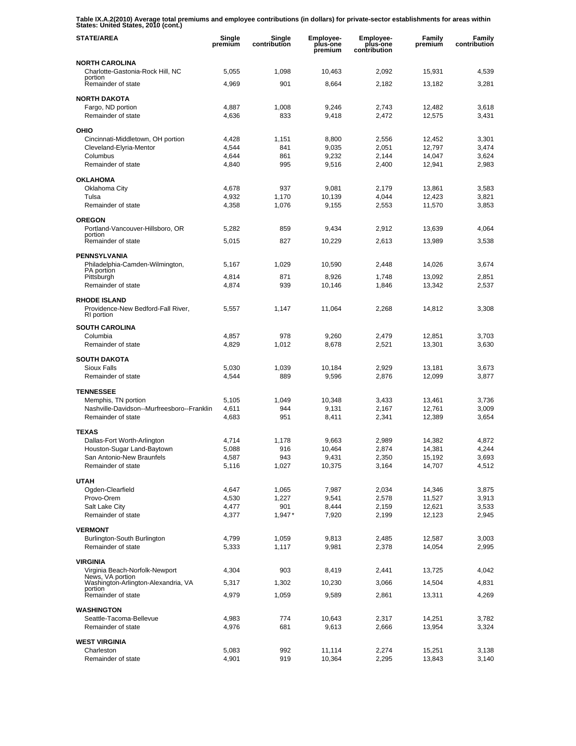**Table IX.A.2(2010) Average total premiums and employee contributions (in dollars) for private-sector establishments for areas within States: United States, 2010 (cont.)**

| STATE/AREA | Single premium | Single contribution | Employee-plus-one premium | Employee-plus-one contribution | Family premium | Family contribution |
|---|---|---|---|---|---|---|
| **NORTH CAROLINA** | | | | | | |
| Charlotte-Gastonia-Rock Hill, NC portion | 5,055 | 1,098 | 10,463 | 2,092 | 15,931 | 4,539 |
| Remainder of state | 4,969 | 901 | 8,664 | 2,182 | 13,182 | 3,281 |
| **NORTH DAKOTA** | | | | | | |
| Fargo, ND portion | 4,887 | 1,008 | 9,246 | 2,743 | 12,482 | 3,618 |
| Remainder of state | 4,636 | 833 | 9,418 | 2,472 | 12,575 | 3,431 |
| **OHIO** | | | | | | |
| Cincinnati-Middletown, OH portion | 4,428 | 1,151 | 8,800 | 2,556 | 12,452 | 3,301 |
| Cleveland-Elyria-Mentor | 4,544 | 841 | 9,035 | 2,051 | 12,797 | 3,474 |
| Columbus | 4,644 | 861 | 9,232 | 2,144 | 14,047 | 3,624 |
| Remainder of state | 4,840 | 995 | 9,516 | 2,400 | 12,941 | 2,983 |
| **OKLAHOMA** | | | | | | |
| Oklahoma City | 4,678 | 937 | 9,081 | 2,179 | 13,861 | 3,583 |
| Tulsa | 4,932 | 1,170 | 10,139 | 4,044 | 12,423 | 3,821 |
| Remainder of state | 4,358 | 1,076 | 9,155 | 2,553 | 11,570 | 3,853 |
| **OREGON** | | | | | | |
| Portland-Vancouver-Hillsboro, OR portion | 5,282 | 859 | 9,434 | 2,912 | 13,639 | 4,064 |
| Remainder of state | 5,015 | 827 | 10,229 | 2,613 | 13,989 | 3,538 |
| **PENNSYLVANIA** | | | | | | |
| Philadelphia-Camden-Wilmington, PA portion | 5,167 | 1,029 | 10,590 | 2,448 | 14,026 | 3,674 |
| Pittsburgh | 4,814 | 871 | 8,926 | 1,748 | 13,092 | 2,851 |
| Remainder of state | 4,874 | 939 | 10,146 | 1,846 | 13,342 | 2,537 |
| **RHODE ISLAND** | | | | | | |
| Providence-New Bedford-Fall River, RI portion | 5,557 | 1,147 | 11,064 | 2,268 | 14,812 | 3,308 |
| **SOUTH CAROLINA** | | | | | | |
| Columbia | 4,857 | 978 | 9,260 | 2,479 | 12,851 | 3,703 |
| Remainder of state | 4,829 | 1,012 | 8,678 | 2,521 | 13,301 | 3,630 |
| **SOUTH DAKOTA** | | | | | | |
| Sioux Falls | 5,030 | 1,039 | 10,184 | 2,929 | 13,181 | 3,673 |
| Remainder of state | 4,544 | 889 | 9,596 | 2,876 | 12,099 | 3,877 |
| **TENNESSEE** | | | | | | |
| Memphis, TN portion | 5,105 | 1,049 | 10,348 | 3,433 | 13,461 | 3,736 |
| Nashville-Davidson--Murfreesboro--Franklin | 4,611 | 944 | 9,131 | 2,167 | 12,761 | 3,009 |
| Remainder of state | 4,683 | 951 | 8,411 | 2,341 | 12,389 | 3,654 |
| **TEXAS** | | | | | | |
| Dallas-Fort Worth-Arlington | 4,714 | 1,178 | 9,663 | 2,989 | 14,382 | 4,872 |
| Houston-Sugar Land-Baytown | 5,088 | 916 | 10,464 | 2,874 | 14,381 | 4,244 |
| San Antonio-New Braunfels | 4,587 | 943 | 9,431 | 2,350 | 15,192 | 3,693 |
| Remainder of state | 5,116 | 1,027 | 10,375 | 3,164 | 14,707 | 4,512 |
| **UTAH** | | | | | | |
| Ogden-Clearfield | 4,647 | 1,065 | 7,987 | 2,034 | 14,346 | 3,875 |
| Provo-Orem | 4,530 | 1,227 | 9,541 | 2,578 | 11,527 | 3,913 |
| Salt Lake City | 4,477 | 901 | 8,444 | 2,159 | 12,621 | 3,533 |
| Remainder of state | 4,377 | 1,947* | 7,920 | 2,199 | 12,123 | 2,945 |
| **VERMONT** | | | | | | |
| Burlington-South Burlington | 4,799 | 1,059 | 9,813 | 2,485 | 12,587 | 3,003 |
| Remainder of state | 5,333 | 1,117 | 9,981 | 2,378 | 14,054 | 2,995 |
| **VIRGINIA** | | | | | | |
| Virginia Beach-Norfolk-Newport News, VA portion | 4,304 | 903 | 8,419 | 2,441 | 13,725 | 4,042 |
| Washington-Arlington-Alexandria, VA portion | 5,317 | 1,302 | 10,230 | 3,066 | 14,504 | 4,831 |
| Remainder of state | 4,979 | 1,059 | 9,589 | 2,861 | 13,311 | 4,269 |
| **WASHINGTON** | | | | | | |
| Seattle-Tacoma-Bellevue | 4,983 | 774 | 10,643 | 2,317 | 14,251 | 3,782 |
| Remainder of state | 4,976 | 681 | 9,613 | 2,666 | 13,954 | 3,324 |
| **WEST VIRGINIA** | | | | | | |
| Charleston | 5,083 | 992 | 11,114 | 2,274 | 15,251 | 3,138 |
| Remainder of state | 4,901 | 919 | 10,364 | 2,295 | 13,843 | 3,140 |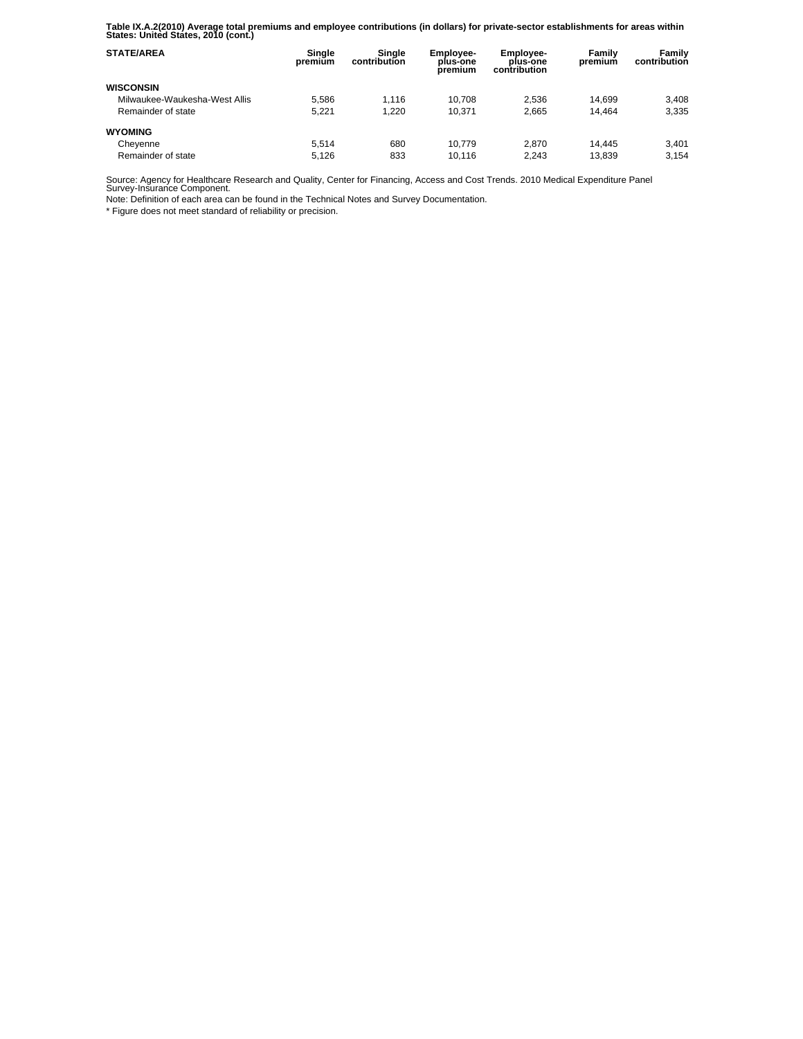**Table IX.A.2(2010) Average total premiums and employee contributions (in dollars) for private-sector establishments for areas within States: United States, 2010 (cont.)**

| STATE/AREA | Single premium | Single contribution | Employee-plus-one premium | Employee-plus-one contribution | Family premium | Family contribution |
|---|---|---|---|---|---|---|
| **WISCONSIN** | | | | | | |
| Milwaukee-Waukesha-West Allis | 5,586 | 1,116 | 10,708 | 2,536 | 14,699 | 3,408 |
| Remainder of state | 5,221 | 1,220 | 10,371 | 2,665 | 14,464 | 3,335 |
| **WYOMING** | | | | | | |
| Cheyenne | 5,514 | 680 | 10,779 | 2,870 | 14,445 | 3,401 |
| Remainder of state | 5,126 | 833 | 10,116 | 2,243 | 13,839 | 3,154 |

Source: Agency for Healthcare Research and Quality, Center for Financing, Access and Cost Trends. 2010 Medical Expenditure Panel Survey-Insurance Component.

Note: Definition of each area can be found in the Technical Notes and Survey Documentation.

* Figure does not meet standard of reliability or precision.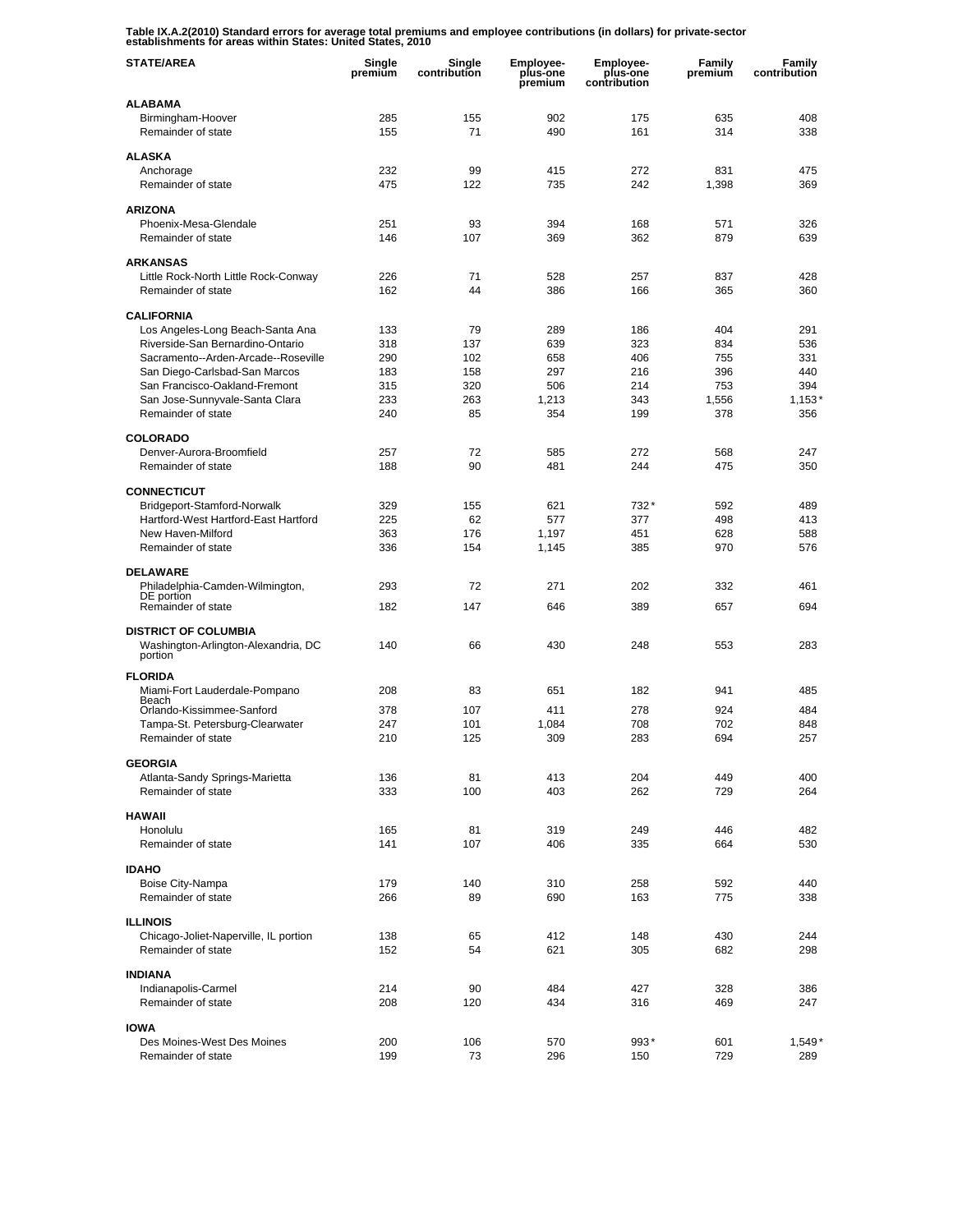**Table IX.A.2(2010) Standard errors for average total premiums and employee contributions (in dollars) for private-sector establishments for areas within States: United States, 2010**

| STATE/AREA | Single premium | Single contribution | Employee-plus-one premium | Employee-plus-one contribution | Family premium | Family contribution |
|---|---|---|---|---|---|---|
| **ALABAMA** | | | | | | |
| Birmingham-Hoover | 285 | 155 | 902 | 175 | 635 | 408 |
| Remainder of state | 155 | 71 | 490 | 161 | 314 | 338 |
| **ALASKA** | | | | | | |
| Anchorage | 232 | 99 | 415 | 272 | 831 | 475 |
| Remainder of state | 475 | 122 | 735 | 242 | 1,398 | 369 |
| **ARIZONA** | | | | | | |
| Phoenix-Mesa-Glendale | 251 | 93 | 394 | 168 | 571 | 326 |
| Remainder of state | 146 | 107 | 369 | 362 | 879 | 639 |
| **ARKANSAS** | | | | | | |
| Little Rock-North Little Rock-Conway | 226 | 71 | 528 | 257 | 837 | 428 |
| Remainder of state | 162 | 44 | 386 | 166 | 365 | 360 |
| **CALIFORNIA** | | | | | | |
| Los Angeles-Long Beach-Santa Ana | 133 | 79 | 289 | 186 | 404 | 291 |
| Riverside-San Bernardino-Ontario | 318 | 137 | 639 | 323 | 834 | 536 |
| Sacramento--Arden-Arcade--Roseville | 290 | 102 | 658 | 406 | 755 | 331 |
| San Diego-Carlsbad-San Marcos | 183 | 158 | 297 | 216 | 396 | 440 |
| San Francisco-Oakland-Fremont | 315 | 320 | 506 | 214 | 753 | 394 |
| San Jose-Sunnyvale-Santa Clara | 233 | 263 | 1,213 | 343 | 1,556 | 1,153* |
| Remainder of state | 240 | 85 | 354 | 199 | 378 | 356 |
| **COLORADO** | | | | | | |
| Denver-Aurora-Broomfield | 257 | 72 | 585 | 272 | 568 | 247 |
| Remainder of state | 188 | 90 | 481 | 244 | 475 | 350 |
| **CONNECTICUT** | | | | | | |
| Bridgeport-Stamford-Norwalk | 329 | 155 | 621 | 732* | 592 | 489 |
| Hartford-West Hartford-East Hartford | 225 | 62 | 577 | 377 | 498 | 413 |
| New Haven-Milford | 363 | 176 | 1,197 | 451 | 628 | 588 |
| Remainder of state | 336 | 154 | 1,145 | 385 | 970 | 576 |
| **DELAWARE** | | | | | | |
| Philadelphia-Camden-Wilmington, DE portion | 293 | 72 | 271 | 202 | 332 | 461 |
| Remainder of state | 182 | 147 | 646 | 389 | 657 | 694 |
| **DISTRICT OF COLUMBIA** | | | | | | |
| Washington-Arlington-Alexandria, DC portion | 140 | 66 | 430 | 248 | 553 | 283 |
| **FLORIDA** | | | | | | |
| Miami-Fort Lauderdale-Pompano Beach | 208 | 83 | 651 | 182 | 941 | 485 |
| Orlando-Kissimmee-Sanford | 378 | 107 | 411 | 278 | 924 | 484 |
| Tampa-St. Petersburg-Clearwater | 247 | 101 | 1,084 | 708 | 702 | 848 |
| Remainder of state | 210 | 125 | 309 | 283 | 694 | 257 |
| **GEORGIA** | | | | | | |
| Atlanta-Sandy Springs-Marietta | 136 | 81 | 413 | 204 | 449 | 400 |
| Remainder of state | 333 | 100 | 403 | 262 | 729 | 264 |
| **HAWAII** | | | | | | |
| Honolulu | 165 | 81 | 319 | 249 | 446 | 482 |
| Remainder of state | 141 | 107 | 406 | 335 | 664 | 530 |
| **IDAHO** | | | | | | |
| Boise City-Nampa | 179 | 140 | 310 | 258 | 592 | 440 |
| Remainder of state | 266 | 89 | 690 | 163 | 775 | 338 |
| **ILLINOIS** | | | | | | |
| Chicago-Joliet-Naperville, IL portion | 138 | 65 | 412 | 148 | 430 | 244 |
| Remainder of state | 152 | 54 | 621 | 305 | 682 | 298 |
| **INDIANA** | | | | | | |
| Indianapolis-Carmel | 214 | 90 | 484 | 427 | 328 | 386 |
| Remainder of state | 208 | 120 | 434 | 316 | 469 | 247 |
| **IOWA** | | | | | | |
| Des Moines-West Des Moines | 200 | 106 | 570 | 993* | 601 | 1,549* |
| Remainder of state | 199 | 73 | 296 | 150 | 729 | 289 |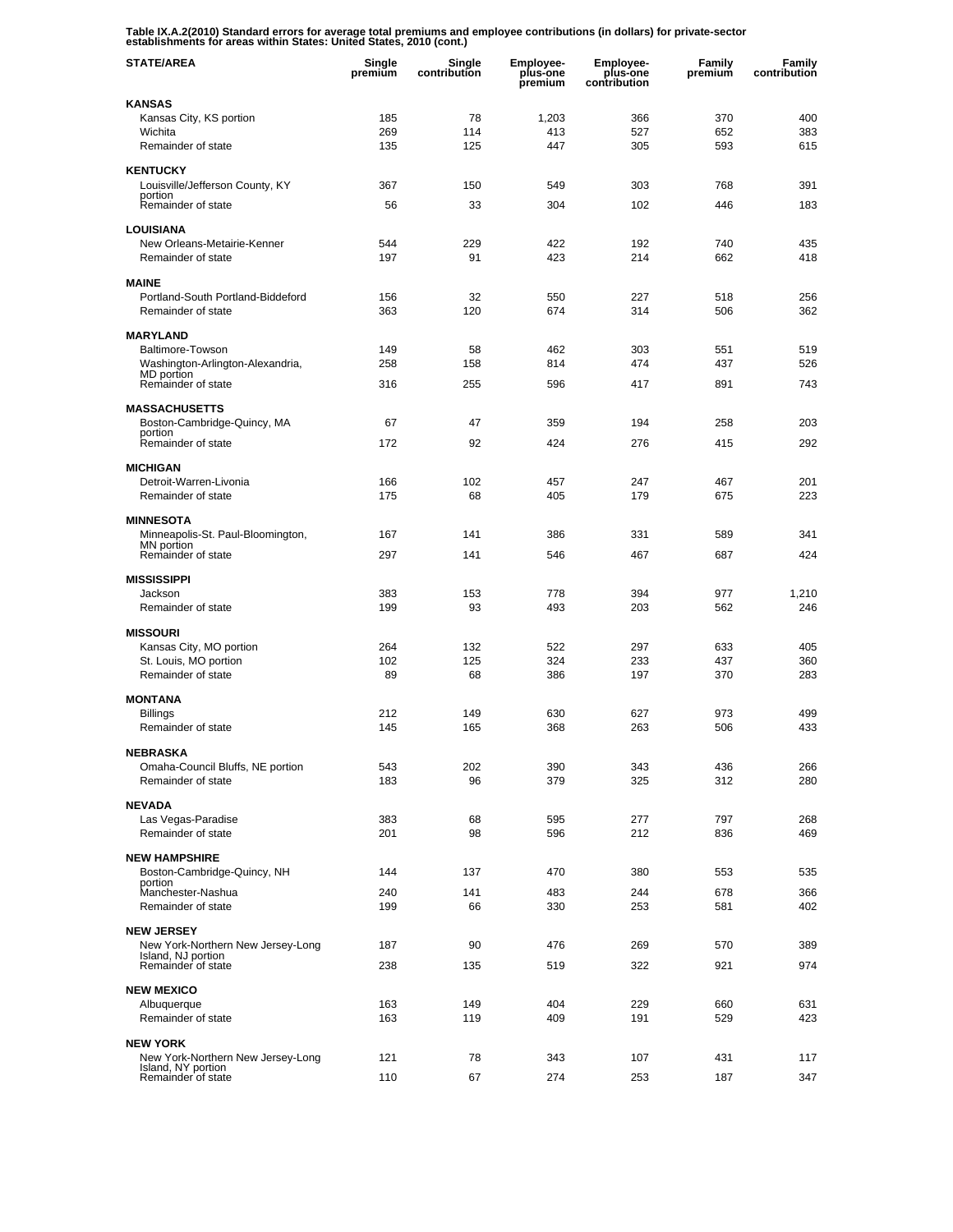**Table IX.A.2(2010) Standard errors for average total premiums and employee contributions (in dollars) for private-sector establishments for areas within States: United States, 2010 (cont.)**

| STATE/AREA | Single premium | Single contribution | Employee-plus-one premium | Employee-plus-one contribution | Family premium | Family contribution |
|---|---|---|---|---|---|---|
| **KANSAS** | | | | | | |
| Kansas City, KS portion | 185 | 78 | 1,203 | 366 | 370 | 400 |
| Wichita | 269 | 114 | 413 | 527 | 652 | 383 |
| Remainder of state | 135 | 125 | 447 | 305 | 593 | 615 |
| **KENTUCKY** | | | | | | |
| Louisville/Jefferson County, KY portion | 367 | 150 | 549 | 303 | 768 | 391 |
| Remainder of state | 56 | 33 | 304 | 102 | 446 | 183 |
| **LOUISIANA** | | | | | | |
| New Orleans-Metairie-Kenner | 544 | 229 | 422 | 192 | 740 | 435 |
| Remainder of state | 197 | 91 | 423 | 214 | 662 | 418 |
| **MAINE** | | | | | | |
| Portland-South Portland-Biddeford | 156 | 32 | 550 | 227 | 518 | 256 |
| Remainder of state | 363 | 120 | 674 | 314 | 506 | 362 |
| **MARYLAND** | | | | | | |
| Baltimore-Towson | 149 | 58 | 462 | 303 | 551 | 519 |
| Washington-Arlington-Alexandria, MD portion | 258 | 158 | 814 | 474 | 437 | 526 |
| Remainder of state | 316 | 255 | 596 | 417 | 891 | 743 |
| **MASSACHUSETTS** | | | | | | |
| Boston-Cambridge-Quincy, MA portion | 67 | 47 | 359 | 194 | 258 | 203 |
| Remainder of state | 172 | 92 | 424 | 276 | 415 | 292 |
| **MICHIGAN** | | | | | | |
| Detroit-Warren-Livonia | 166 | 102 | 457 | 247 | 467 | 201 |
| Remainder of state | 175 | 68 | 405 | 179 | 675 | 223 |
| **MINNESOTA** | | | | | | |
| Minneapolis-St. Paul-Bloomington, MN portion | 167 | 141 | 386 | 331 | 589 | 341 |
| Remainder of state | 297 | 141 | 546 | 467 | 687 | 424 |
| **MISSISSIPPI** | | | | | | |
| Jackson | 383 | 153 | 778 | 394 | 977 | 1,210 |
| Remainder of state | 199 | 93 | 493 | 203 | 562 | 246 |
| **MISSOURI** | | | | | | |
| Kansas City, MO portion | 264 | 132 | 522 | 297 | 633 | 405 |
| St. Louis, MO portion | 102 | 125 | 324 | 233 | 437 | 360 |
| Remainder of state | 89 | 68 | 386 | 197 | 370 | 283 |
| **MONTANA** | | | | | | |
| Billings | 212 | 149 | 630 | 627 | 973 | 499 |
| Remainder of state | 145 | 165 | 368 | 263 | 506 | 433 |
| **NEBRASKA** | | | | | | |
| Omaha-Council Bluffs, NE portion | 543 | 202 | 390 | 343 | 436 | 266 |
| Remainder of state | 183 | 96 | 379 | 325 | 312 | 280 |
| **NEVADA** | | | | | | |
| Las Vegas-Paradise | 383 | 68 | 595 | 277 | 797 | 268 |
| Remainder of state | 201 | 98 | 596 | 212 | 836 | 469 |
| **NEW HAMPSHIRE** | | | | | | |
| Boston-Cambridge-Quincy, NH portion | 144 | 137 | 470 | 380 | 553 | 535 |
| Manchester-Nashua | 240 | 141 | 483 | 244 | 678 | 366 |
| Remainder of state | 199 | 66 | 330 | 253 | 581 | 402 |
| **NEW JERSEY** | | | | | | |
| New York-Northern New Jersey-Long Island, NJ portion | 187 | 90 | 476 | 269 | 570 | 389 |
| Remainder of state | 238 | 135 | 519 | 322 | 921 | 974 |
| **NEW MEXICO** | | | | | | |
| Albuquerque | 163 | 149 | 404 | 229 | 660 | 631 |
| Remainder of state | 163 | 119 | 409 | 191 | 529 | 423 |
| **NEW YORK** | | | | | | |
| New York-Northern New Jersey-Long Island, NY portion | 121 | 78 | 343 | 107 | 431 | 117 |
| Remainder of state | 110 | 67 | 274 | 253 | 187 | 347 |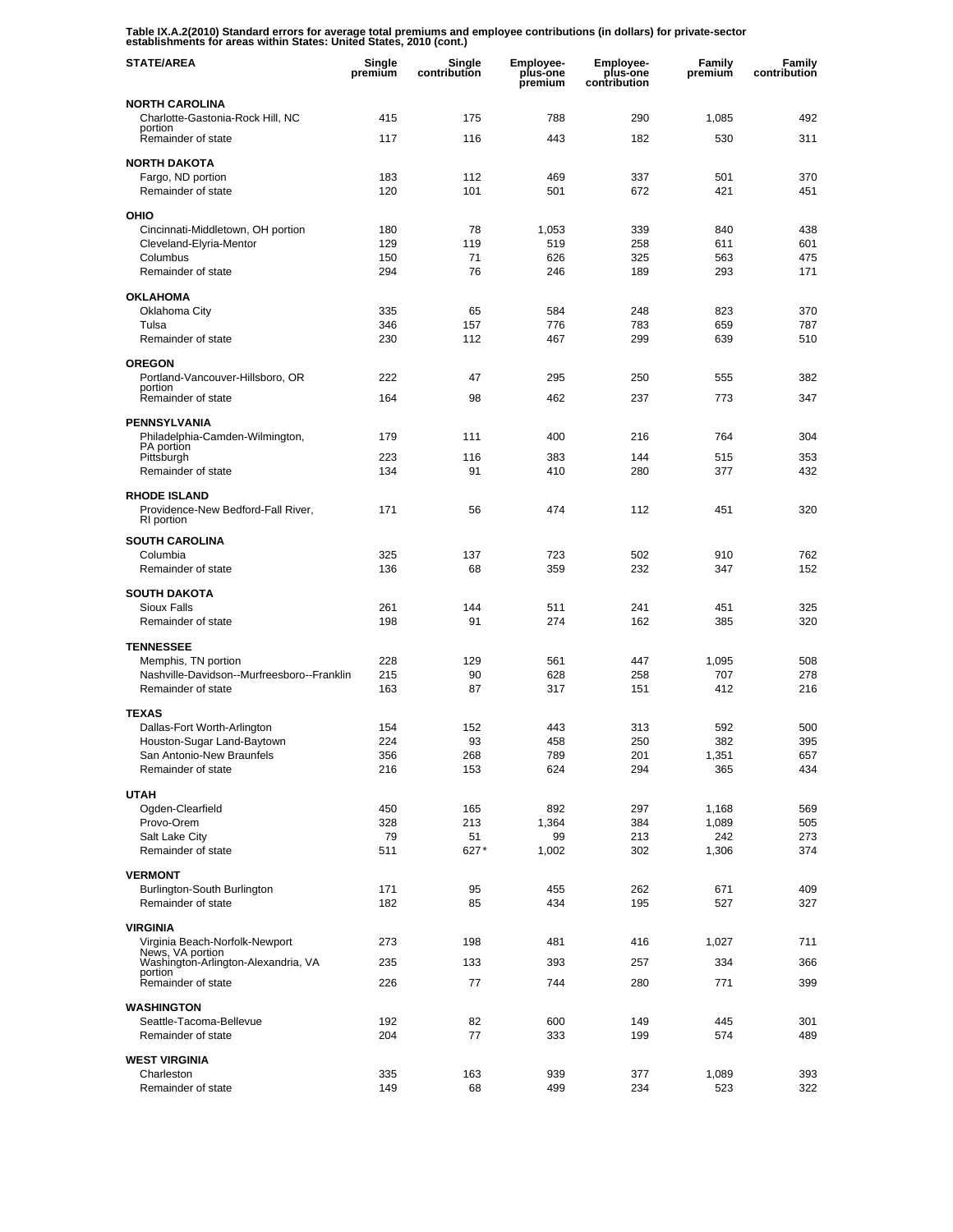**Table IX.A.2(2010) Standard errors for average total premiums and employee contributions (in dollars) for private-sector establishments for areas within States: United States, 2010 (cont.)**

| STATE/AREA | Single premium | Single contribution | Employee-plus-one premium | Employee-plus-one contribution | Family premium | Family contribution |
|---|---|---|---|---|---|---|
| **NORTH CAROLINA** | | | | | | |
| Charlotte-Gastonia-Rock Hill, NC portion | 415 | 175 | 788 | 290 | 1,085 | 492 |
| Remainder of state | 117 | 116 | 443 | 182 | 530 | 311 |
| **NORTH DAKOTA** | | | | | | |
| Fargo, ND portion | 183 | 112 | 469 | 337 | 501 | 370 |
| Remainder of state | 120 | 101 | 501 | 672 | 421 | 451 |
| **OHIO** | | | | | | |
| Cincinnati-Middletown, OH portion | 180 | 78 | 1,053 | 339 | 840 | 438 |
| Cleveland-Elyria-Mentor | 129 | 119 | 519 | 258 | 611 | 601 |
| Columbus | 150 | 71 | 626 | 325 | 563 | 475 |
| Remainder of state | 294 | 76 | 246 | 189 | 293 | 171 |
| **OKLAHOMA** | | | | | | |
| Oklahoma City | 335 | 65 | 584 | 248 | 823 | 370 |
| Tulsa | 346 | 157 | 776 | 783 | 659 | 787 |
| Remainder of state | 230 | 112 | 467 | 299 | 639 | 510 |
| **OREGON** | | | | | | |
| Portland-Vancouver-Hillsboro, OR portion | 222 | 47 | 295 | 250 | 555 | 382 |
| Remainder of state | 164 | 98 | 462 | 237 | 773 | 347 |
| **PENNSYLVANIA** | | | | | | |
| Philadelphia-Camden-Wilmington, PA portion | 179 | 111 | 400 | 216 | 764 | 304 |
| Pittsburgh | 223 | 116 | 383 | 144 | 515 | 353 |
| Remainder of state | 134 | 91 | 410 | 280 | 377 | 432 |
| **RHODE ISLAND** | | | | | | |
| Providence-New Bedford-Fall River, RI portion | 171 | 56 | 474 | 112 | 451 | 320 |
| **SOUTH CAROLINA** | | | | | | |
| Columbia | 325 | 137 | 723 | 502 | 910 | 762 |
| Remainder of state | 136 | 68 | 359 | 232 | 347 | 152 |
| **SOUTH DAKOTA** | | | | | | |
| Sioux Falls | 261 | 144 | 511 | 241 | 451 | 325 |
| Remainder of state | 198 | 91 | 274 | 162 | 385 | 320 |
| **TENNESSEE** | | | | | | |
| Memphis, TN portion | 228 | 129 | 561 | 447 | 1,095 | 508 |
| Nashville-Davidson--Murfreesboro--Franklin | 215 | 90 | 628 | 258 | 707 | 278 |
| Remainder of state | 163 | 87 | 317 | 151 | 412 | 216 |
| **TEXAS** | | | | | | |
| Dallas-Fort Worth-Arlington | 154 | 152 | 443 | 313 | 592 | 500 |
| Houston-Sugar Land-Baytown | 224 | 93 | 458 | 250 | 382 | 395 |
| San Antonio-New Braunfels | 356 | 268 | 789 | 201 | 1,351 | 657 |
| Remainder of state | 216 | 153 | 624 | 294 | 365 | 434 |
| **UTAH** | | | | | | |
| Ogden-Clearfield | 450 | 165 | 892 | 297 | 1,168 | 569 |
| Provo-Orem | 328 | 213 | 1,364 | 384 | 1,089 | 505 |
| Salt Lake City | 79 | 51 | 99 | 213 | 242 | 273 |
| Remainder of state | 511 | 627* | 1,002 | 302 | 1,306 | 374 |
| **VERMONT** | | | | | | |
| Burlington-South Burlington | 171 | 95 | 455 | 262 | 671 | 409 |
| Remainder of state | 182 | 85 | 434 | 195 | 527 | 327 |
| **VIRGINIA** | | | | | | |
| Virginia Beach-Norfolk-Newport News, VA portion | 273 | 198 | 481 | 416 | 1,027 | 711 |
| Washington-Arlington-Alexandria, VA portion | 235 | 133 | 393 | 257 | 334 | 366 |
| Remainder of state | 226 | 77 | 744 | 280 | 771 | 399 |
| **WASHINGTON** | | | | | | |
| Seattle-Tacoma-Bellevue | 192 | 82 | 600 | 149 | 445 | 301 |
| Remainder of state | 204 | 77 | 333 | 199 | 574 | 489 |
| **WEST VIRGINIA** | | | | | | |
| Charleston | 335 | 163 | 939 | 377 | 1,089 | 393 |
| Remainder of state | 149 | 68 | 499 | 234 | 523 | 322 |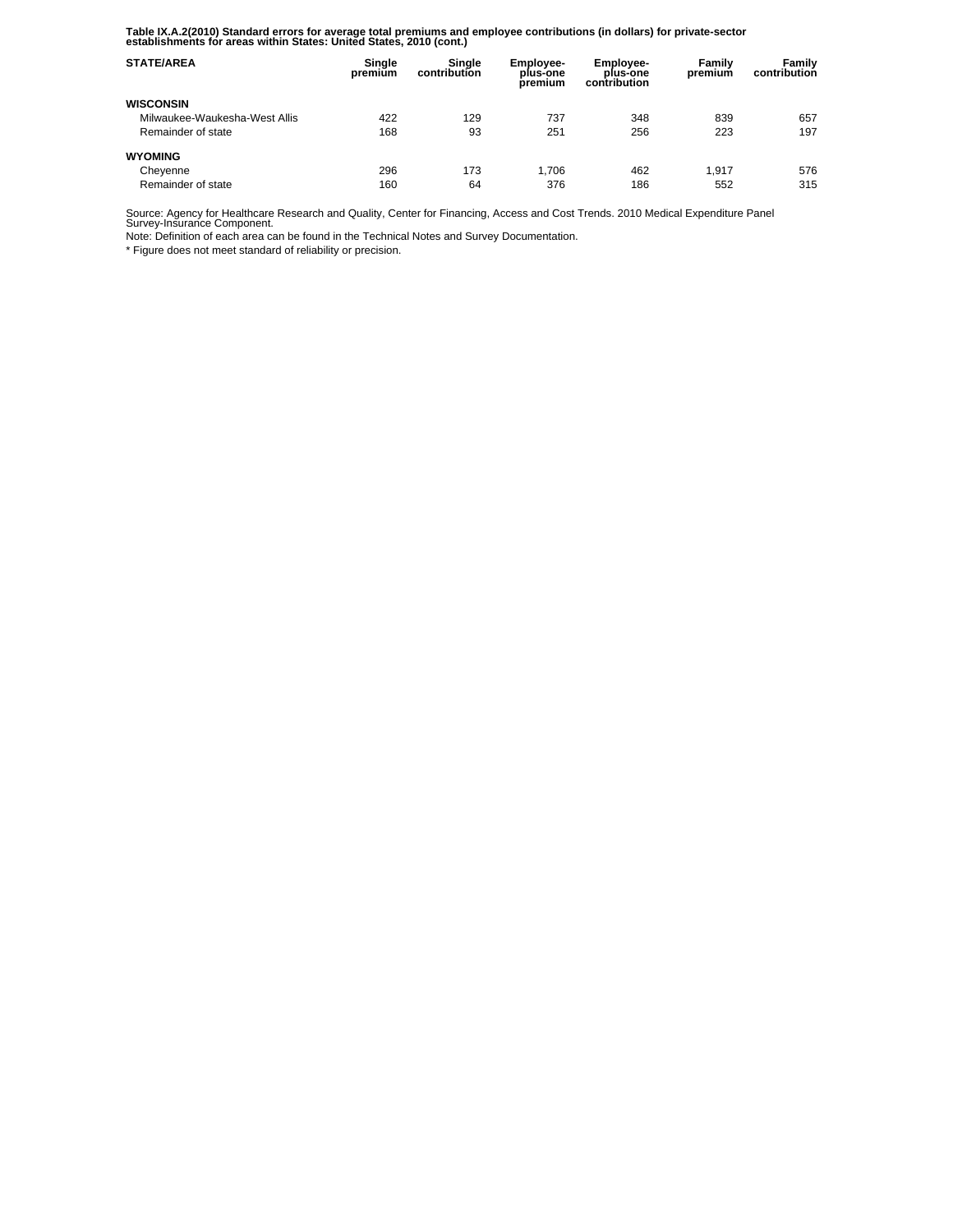**Table IX.A.2(2010) Standard errors for average total premiums and employee contributions (in dollars) for private-sector establishments for areas within States: United States, 2010 (cont.)**

| STATE/AREA | Single premium | Single contribution | Employee-plus-one premium | Employee-plus-one contribution | Family premium | Family contribution |
|---|---|---|---|---|---|---|
| **WISCONSIN** | | | | | | |
| Milwaukee-Waukesha-West Allis | 422 | 129 | 737 | 348 | 839 | 657 |
| Remainder of state | 168 | 93 | 251 | 256 | 223 | 197 |
| **WYOMING** | | | | | | |
| Cheyenne | 296 | 173 | 1,706 | 462 | 1,917 | 576 |
| Remainder of state | 160 | 64 | 376 | 186 | 552 | 315 |

Source: Agency for Healthcare Research and Quality, Center for Financing, Access and Cost Trends. 2010 Medical Expenditure Panel Survey-Insurance Component.

Note: Definition of each area can be found in the Technical Notes and Survey Documentation.

* Figure does not meet standard of reliability or precision.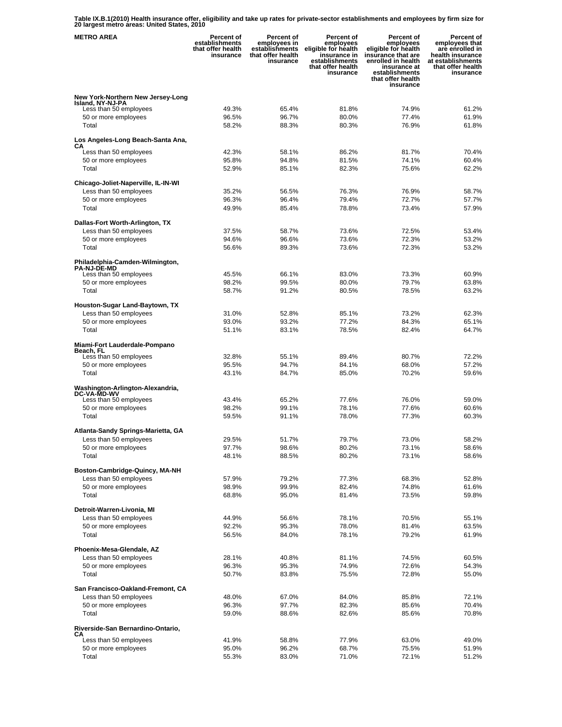**Table IX.B.1(2010) Health insurance offer, eligibility and take up rates for private-sector establishments and employees by firm size for 20 largest metro areas: United States, 2010**

| METRO AREA | Percent of establishments that offer health insurance | Percent of employees in establishments that offer health insurance | Percent of employees eligible for health insurance in establishments that offer health insurance | Percent of employees eligible for health insurance that are enrolled in health insurance at establishments that offer health insurance | Percent of employees that are enrolled in health insurance at establishments that offer health insurance |
|---|---|---|---|---|---|
| **New York-Northern New Jersey-Long Island, NY-NJ-PA** | | | | | |
| Less than 50 employees | 49.3% | 65.4% | 81.8% | 74.9% | 61.2% |
| 50 or more employees | 96.5% | 96.7% | 80.0% | 77.4% | 61.9% |
| Total | 58.2% | 88.3% | 80.3% | 76.9% | 61.8% |
| **Los Angeles-Long Beach-Santa Ana, CA** | | | | | |
| Less than 50 employees | 42.3% | 58.1% | 86.2% | 81.7% | 70.4% |
| 50 or more employees | 95.8% | 94.8% | 81.5% | 74.1% | 60.4% |
| Total | 52.9% | 85.1% | 82.3% | 75.6% | 62.2% |
| **Chicago-Joliet-Naperville, IL-IN-WI** | | | | | |
| Less than 50 employees | 35.2% | 56.5% | 76.3% | 76.9% | 58.7% |
| 50 or more employees | 96.3% | 96.4% | 79.4% | 72.7% | 57.7% |
| Total | 49.9% | 85.4% | 78.8% | 73.4% | 57.9% |
| **Dallas-Fort Worth-Arlington, TX** | | | | | |
| Less than 50 employees | 37.5% | 58.7% | 73.6% | 72.5% | 53.4% |
| 50 or more employees | 94.6% | 96.6% | 73.6% | 72.3% | 53.2% |
| Total | 56.6% | 89.3% | 73.6% | 72.3% | 53.2% |
| **Philadelphia-Camden-Wilmington, PA-NJ-DE-MD** | | | | | |
| Less than 50 employees | 45.5% | 66.1% | 83.0% | 73.3% | 60.9% |
| 50 or more employees | 98.2% | 99.5% | 80.0% | 79.7% | 63.8% |
| Total | 58.7% | 91.2% | 80.5% | 78.5% | 63.2% |
| **Houston-Sugar Land-Baytown, TX** | | | | | |
| Less than 50 employees | 31.0% | 52.8% | 85.1% | 73.2% | 62.3% |
| 50 or more employees | 93.0% | 93.2% | 77.2% | 84.3% | 65.1% |
| Total | 51.1% | 83.1% | 78.5% | 82.4% | 64.7% |
| **Miami-Fort Lauderdale-Pompano Beach, FL** | | | | | |
| Less than 50 employees | 32.8% | 55.1% | 89.4% | 80.7% | 72.2% |
| 50 or more employees | 95.5% | 94.7% | 84.1% | 68.0% | 57.2% |
| Total | 43.1% | 84.7% | 85.0% | 70.2% | 59.6% |
| **Washington-Arlington-Alexandria, DC-VA-MD-WV** | | | | | |
| Less than 50 employees | 43.4% | 65.2% | 77.6% | 76.0% | 59.0% |
| 50 or more employees | 98.2% | 99.1% | 78.1% | 77.6% | 60.6% |
| Total | 59.5% | 91.1% | 78.0% | 77.3% | 60.3% |
| **Atlanta-Sandy Springs-Marietta, GA** | | | | | |
| Less than 50 employees | 29.5% | 51.7% | 79.7% | 73.0% | 58.2% |
| 50 or more employees | 97.7% | 98.6% | 80.2% | 73.1% | 58.6% |
| Total | 48.1% | 88.5% | 80.2% | 73.1% | 58.6% |
| **Boston-Cambridge-Quincy, MA-NH** | | | | | |
| Less than 50 employees | 57.9% | 79.2% | 77.3% | 68.3% | 52.8% |
| 50 or more employees | 98.9% | 99.9% | 82.4% | 74.8% | 61.6% |
| Total | 68.8% | 95.0% | 81.4% | 73.5% | 59.8% |
| **Detroit-Warren-Livonia, MI** | | | | | |
| Less than 50 employees | 44.9% | 56.6% | 78.1% | 70.5% | 55.1% |
| 50 or more employees | 92.2% | 95.3% | 78.0% | 81.4% | 63.5% |
| Total | 56.5% | 84.0% | 78.1% | 79.2% | 61.9% |
| **Phoenix-Mesa-Glendale, AZ** | | | | | |
| Less than 50 employees | 28.1% | 40.8% | 81.1% | 74.5% | 60.5% |
| 50 or more employees | 96.3% | 95.3% | 74.9% | 72.6% | 54.3% |
| Total | 50.7% | 83.8% | 75.5% | 72.8% | 55.0% |
| **San Francisco-Oakland-Fremont, CA** | | | | | |
| Less than 50 employees | 48.0% | 67.0% | 84.0% | 85.8% | 72.1% |
| 50 or more employees | 96.3% | 97.7% | 82.3% | 85.6% | 70.4% |
| Total | 59.0% | 88.6% | 82.6% | 85.6% | 70.8% |
| **Riverside-San Bernardino-Ontario, CA** | | | | | |
| Less than 50 employees | 41.9% | 58.8% | 77.9% | 63.0% | 49.0% |
| 50 or more employees | 95.0% | 96.2% | 68.7% | 75.5% | 51.9% |
| Total | 55.3% | 83.0% | 71.0% | 72.1% | 51.2% |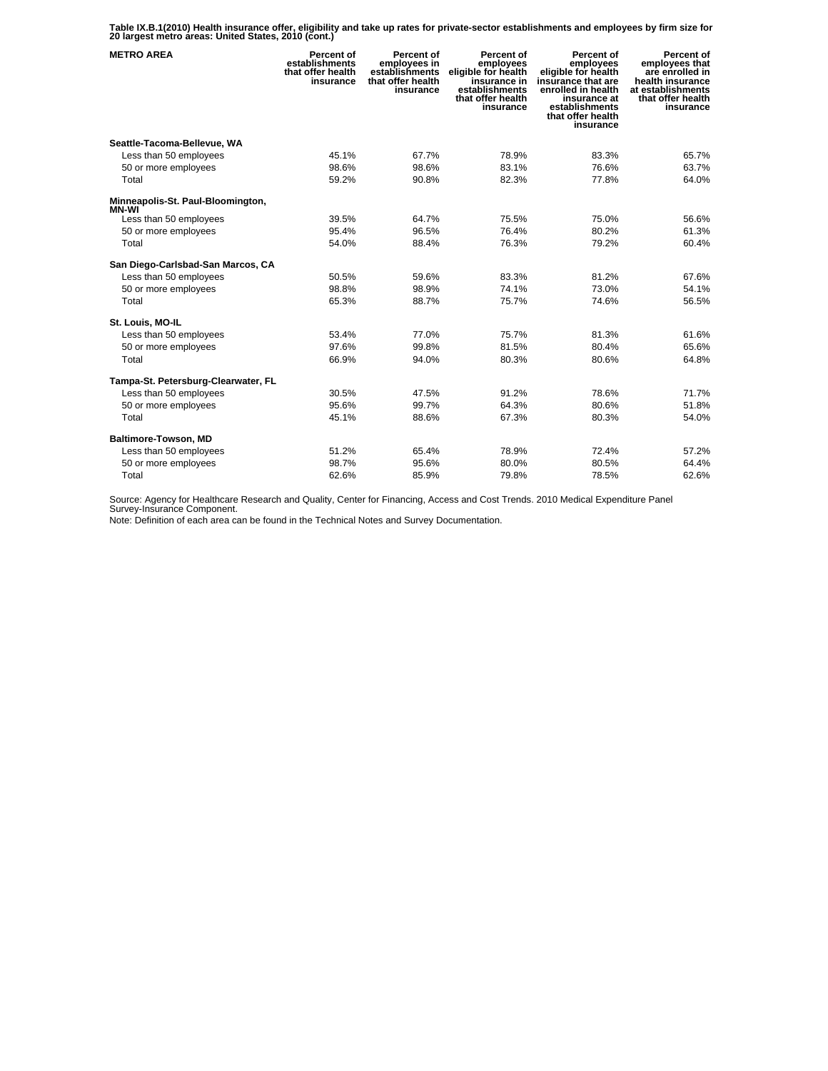**Table IX.B.1(2010) Health insurance offer, eligibility and take up rates for private-sector establishments and employees by firm size for 20 largest metro areas: United States, 2010 (cont.)**

| METRO AREA | Percent of establishments that offer health insurance | Percent of employees in establishments that offer health insurance | Percent of employees eligible for health insurance in establishments that offer health insurance | Percent of employees eligible for health insurance that are enrolled in health insurance at establishments that offer health insurance | Percent of employees that are enrolled in health insurance at establishments that offer health insurance |
|---|---|---|---|---|---|
| **Seattle-Tacoma-Bellevue, WA** | | | | | |
| Less than 50 employees | 45.1% | 67.7% | 78.9% | 83.3% | 65.7% |
| 50 or more employees | 98.6% | 98.6% | 83.1% | 76.6% | 63.7% |
| Total | 59.2% | 90.8% | 82.3% | 77.8% | 64.0% |
| **Minneapolis-St. Paul-Bloomington, MN-WI** | | | | | |
| Less than 50 employees | 39.5% | 64.7% | 75.5% | 75.0% | 56.6% |
| 50 or more employees | 95.4% | 96.5% | 76.4% | 80.2% | 61.3% |
| Total | 54.0% | 88.4% | 76.3% | 79.2% | 60.4% |
| **San Diego-Carlsbad-San Marcos, CA** | | | | | |
| Less than 50 employees | 50.5% | 59.6% | 83.3% | 81.2% | 67.6% |
| 50 or more employees | 98.8% | 98.9% | 74.1% | 73.0% | 54.1% |
| Total | 65.3% | 88.7% | 75.7% | 74.6% | 56.5% |
| **St. Louis, MO-IL** | | | | | |
| Less than 50 employees | 53.4% | 77.0% | 75.7% | 81.3% | 61.6% |
| 50 or more employees | 97.6% | 99.8% | 81.5% | 80.4% | 65.6% |
| Total | 66.9% | 94.0% | 80.3% | 80.6% | 64.8% |
| **Tampa-St. Petersburg-Clearwater, FL** | | | | | |
| Less than 50 employees | 30.5% | 47.5% | 91.2% | 78.6% | 71.7% |
| 50 or more employees | 95.6% | 99.7% | 64.3% | 80.6% | 51.8% |
| Total | 45.1% | 88.6% | 67.3% | 80.3% | 54.0% |
| **Baltimore-Towson, MD** | | | | | |
| Less than 50 employees | 51.2% | 65.4% | 78.9% | 72.4% | 57.2% |
| 50 or more employees | 98.7% | 95.6% | 80.0% | 80.5% | 64.4% |
| Total | 62.6% | 85.9% | 79.8% | 78.5% | 62.6% |

Source: Agency for Healthcare Research and Quality, Center for Financing, Access and Cost Trends. 2010 Medical Expenditure Panel Survey-Insurance Component.
Note: Definition of each area can be found in the Technical Notes and Survey Documentation.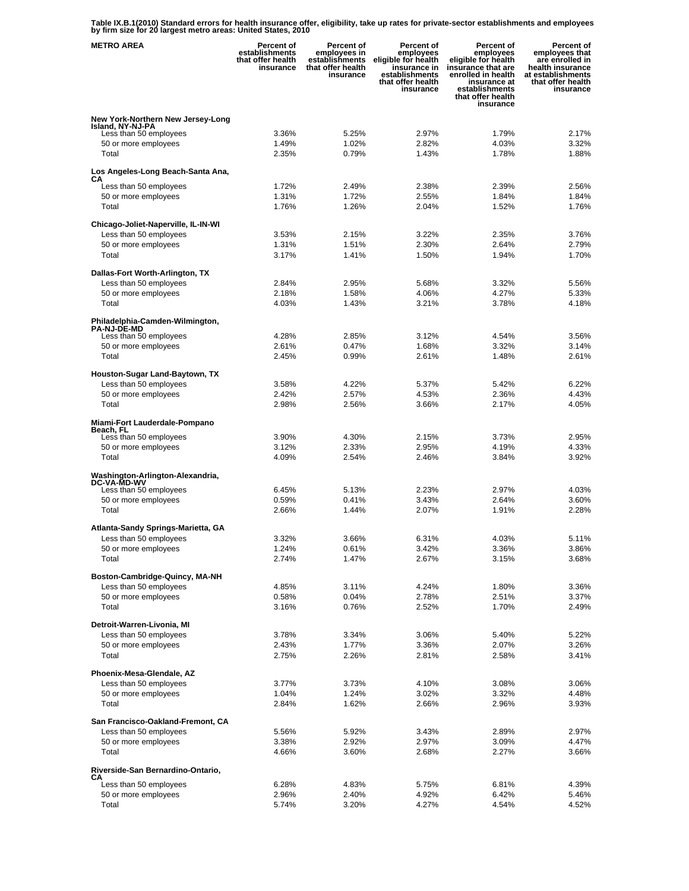**Table IX.B.1(2010) Standard errors for health insurance offer, eligibility, take up rates for private-sector establishments and employees by firm size for 20 largest metro areas: United States, 2010**

| METRO AREA | Percent of establishments that offer health insurance | Percent of employees in establishments that offer health insurance | Percent of employees eligible for health insurance in establishments that offer health insurance | Percent of employees eligible for health insurance that are enrolled in health insurance at establishments that offer health insurance | Percent of employees that are enrolled in health insurance at establishments that offer health insurance |
|---|---|---|---|---|---|
| **New York-Northern New Jersey-Long Island, NY-NJ-PA** | | | | | |
| Less than 50 employees | 3.36% | 5.25% | 2.97% | 1.79% | 2.17% |
| 50 or more employees | 1.49% | 1.02% | 2.82% | 4.03% | 3.32% |
| Total | 2.35% | 0.79% | 1.43% | 1.78% | 1.88% |
| **Los Angeles-Long Beach-Santa Ana, CA** | | | | | |
| Less than 50 employees | 1.72% | 2.49% | 2.38% | 2.39% | 2.56% |
| 50 or more employees | 1.31% | 1.72% | 2.55% | 1.84% | 1.84% |
| Total | 1.76% | 1.26% | 2.04% | 1.52% | 1.76% |
| **Chicago-Joliet-Naperville, IL-IN-WI** | | | | | |
| Less than 50 employees | 3.53% | 2.15% | 3.22% | 2.35% | 3.76% |
| 50 or more employees | 1.31% | 1.51% | 2.30% | 2.64% | 2.79% |
| Total | 3.17% | 1.41% | 1.50% | 1.94% | 1.70% |
| **Dallas-Fort Worth-Arlington, TX** | | | | | |
| Less than 50 employees | 2.84% | 2.95% | 5.68% | 3.32% | 5.56% |
| 50 or more employees | 2.18% | 1.58% | 4.06% | 4.27% | 5.33% |
| Total | 4.03% | 1.43% | 3.21% | 3.78% | 4.18% |
| **Philadelphia-Camden-Wilmington, PA-NJ-DE-MD** | | | | | |
| Less than 50 employees | 4.28% | 2.85% | 3.12% | 4.54% | 3.56% |
| 50 or more employees | 2.61% | 0.47% | 1.68% | 3.32% | 3.14% |
| Total | 2.45% | 0.99% | 2.61% | 1.48% | 2.61% |
| **Houston-Sugar Land-Baytown, TX** | | | | | |
| Less than 50 employees | 3.58% | 4.22% | 5.37% | 5.42% | 6.22% |
| 50 or more employees | 2.42% | 2.57% | 4.53% | 2.36% | 4.43% |
| Total | 2.98% | 2.56% | 3.66% | 2.17% | 4.05% |
| **Miami-Fort Lauderdale-Pompano Beach, FL** | | | | | |
| Less than 50 employees | 3.90% | 4.30% | 2.15% | 3.73% | 2.95% |
| 50 or more employees | 3.12% | 2.33% | 2.95% | 4.19% | 4.33% |
| Total | 4.09% | 2.54% | 2.46% | 3.84% | 3.92% |
| **Washington-Arlington-Alexandria, DC-VA-MD-WV** | | | | | |
| Less than 50 employees | 6.45% | 5.13% | 2.23% | 2.97% | 4.03% |
| 50 or more employees | 0.59% | 0.41% | 3.43% | 2.64% | 3.60% |
| Total | 2.66% | 1.44% | 2.07% | 1.91% | 2.28% |
| **Atlanta-Sandy Springs-Marietta, GA** | | | | | |
| Less than 50 employees | 3.32% | 3.66% | 6.31% | 4.03% | 5.11% |
| 50 or more employees | 1.24% | 0.61% | 3.42% | 3.36% | 3.86% |
| Total | 2.74% | 1.47% | 2.67% | 3.15% | 3.68% |
| **Boston-Cambridge-Quincy, MA-NH** | | | | | |
| Less than 50 employees | 4.85% | 3.11% | 4.24% | 1.80% | 3.36% |
| 50 or more employees | 0.58% | 0.04% | 2.78% | 2.51% | 3.37% |
| Total | 3.16% | 0.76% | 2.52% | 1.70% | 2.49% |
| **Detroit-Warren-Livonia, MI** | | | | | |
| Less than 50 employees | 3.78% | 3.34% | 3.06% | 5.40% | 5.22% |
| 50 or more employees | 2.43% | 1.77% | 3.36% | 2.07% | 3.26% |
| Total | 2.75% | 2.26% | 2.81% | 2.58% | 3.41% |
| **Phoenix-Mesa-Glendale, AZ** | | | | | |
| Less than 50 employees | 3.77% | 3.73% | 4.10% | 3.08% | 3.06% |
| 50 or more employees | 1.04% | 1.24% | 3.02% | 3.32% | 4.48% |
| Total | 2.84% | 1.62% | 2.66% | 2.96% | 3.93% |
| **San Francisco-Oakland-Fremont, CA** | | | | | |
| Less than 50 employees | 5.56% | 5.92% | 3.43% | 2.89% | 2.97% |
| 50 or more employees | 3.38% | 2.92% | 2.97% | 3.09% | 4.47% |
| Total | 4.66% | 3.60% | 2.68% | 2.27% | 3.66% |
| **Riverside-San Bernardino-Ontario, CA** | | | | | |
| Less than 50 employees | 6.28% | 4.83% | 5.75% | 6.81% | 4.39% |
| 50 or more employees | 2.96% | 2.40% | 4.92% | 6.42% | 5.46% |
| Total | 5.74% | 3.20% | 4.27% | 4.54% | 4.52% |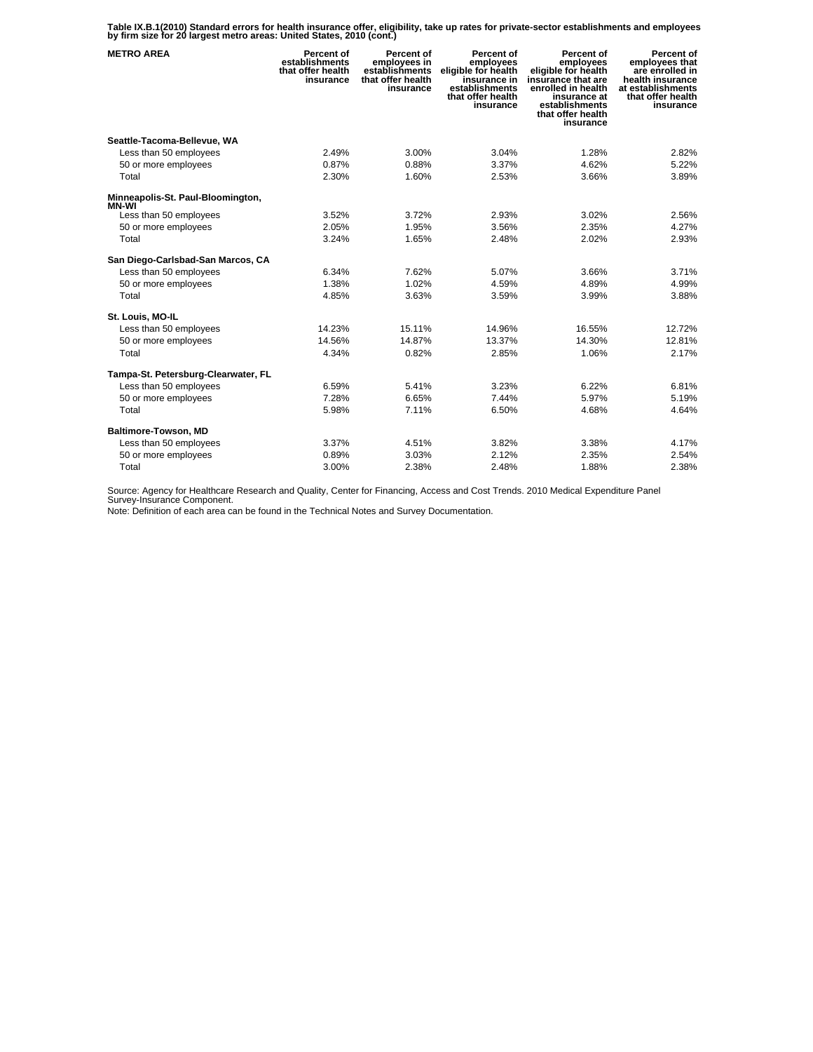**Table IX.B.1(2010) Standard errors for health insurance offer, eligibility, take up rates for private-sector establishments and employees by firm size for 20 largest metro areas: United States, 2010 (cont.)**

| METRO AREA | Percent of establishments that offer health insurance | Percent of employees in establishments that offer health insurance | Percent of employees eligible for health insurance in establishments that offer health insurance | Percent of employees eligible for health insurance that are enrolled in health insurance at establishments that offer health insurance | Percent of employees that are enrolled in health insurance at establishments that offer health insurance |
|---|---|---|---|---|---|
| **Seattle-Tacoma-Bellevue, WA** | | | | | |
| Less than 50 employees | 2.49% | 3.00% | 3.04% | 1.28% | 2.82% |
| 50 or more employees | 0.87% | 0.88% | 3.37% | 4.62% | 5.22% |
| Total | 2.30% | 1.60% | 2.53% | 3.66% | 3.89% |
| **Minneapolis-St. Paul-Bloomington, MN-WI** | | | | | |
| Less than 50 employees | 3.52% | 3.72% | 2.93% | 3.02% | 2.56% |
| 50 or more employees | 2.05% | 1.95% | 3.56% | 2.35% | 4.27% |
| Total | 3.24% | 1.65% | 2.48% | 2.02% | 2.93% |
| **San Diego-Carlsbad-San Marcos, CA** | | | | | |
| Less than 50 employees | 6.34% | 7.62% | 5.07% | 3.66% | 3.71% |
| 50 or more employees | 1.38% | 1.02% | 4.59% | 4.89% | 4.99% |
| Total | 4.85% | 3.63% | 3.59% | 3.99% | 3.88% |
| **St. Louis, MO-IL** | | | | | |
| Less than 50 employees | 14.23% | 15.11% | 14.96% | 16.55% | 12.72% |
| 50 or more employees | 14.56% | 14.87% | 13.37% | 14.30% | 12.81% |
| Total | 4.34% | 0.82% | 2.85% | 1.06% | 2.17% |
| **Tampa-St. Petersburg-Clearwater, FL** | | | | | |
| Less than 50 employees | 6.59% | 5.41% | 3.23% | 6.22% | 6.81% |
| 50 or more employees | 7.28% | 6.65% | 7.44% | 5.97% | 5.19% |
| Total | 5.98% | 7.11% | 6.50% | 4.68% | 4.64% |
| **Baltimore-Towson, MD** | | | | | |
| Less than 50 employees | 3.37% | 4.51% | 3.82% | 3.38% | 4.17% |
| 50 or more employees | 0.89% | 3.03% | 2.12% | 2.35% | 2.54% |
| Total | 3.00% | 2.38% | 2.48% | 1.88% | 2.38% |

Source: Agency for Healthcare Research and Quality, Center for Financing, Access and Cost Trends. 2010 Medical Expenditure Panel Survey-Insurance Component.
Note: Definition of each area can be found in the Technical Notes and Survey Documentation.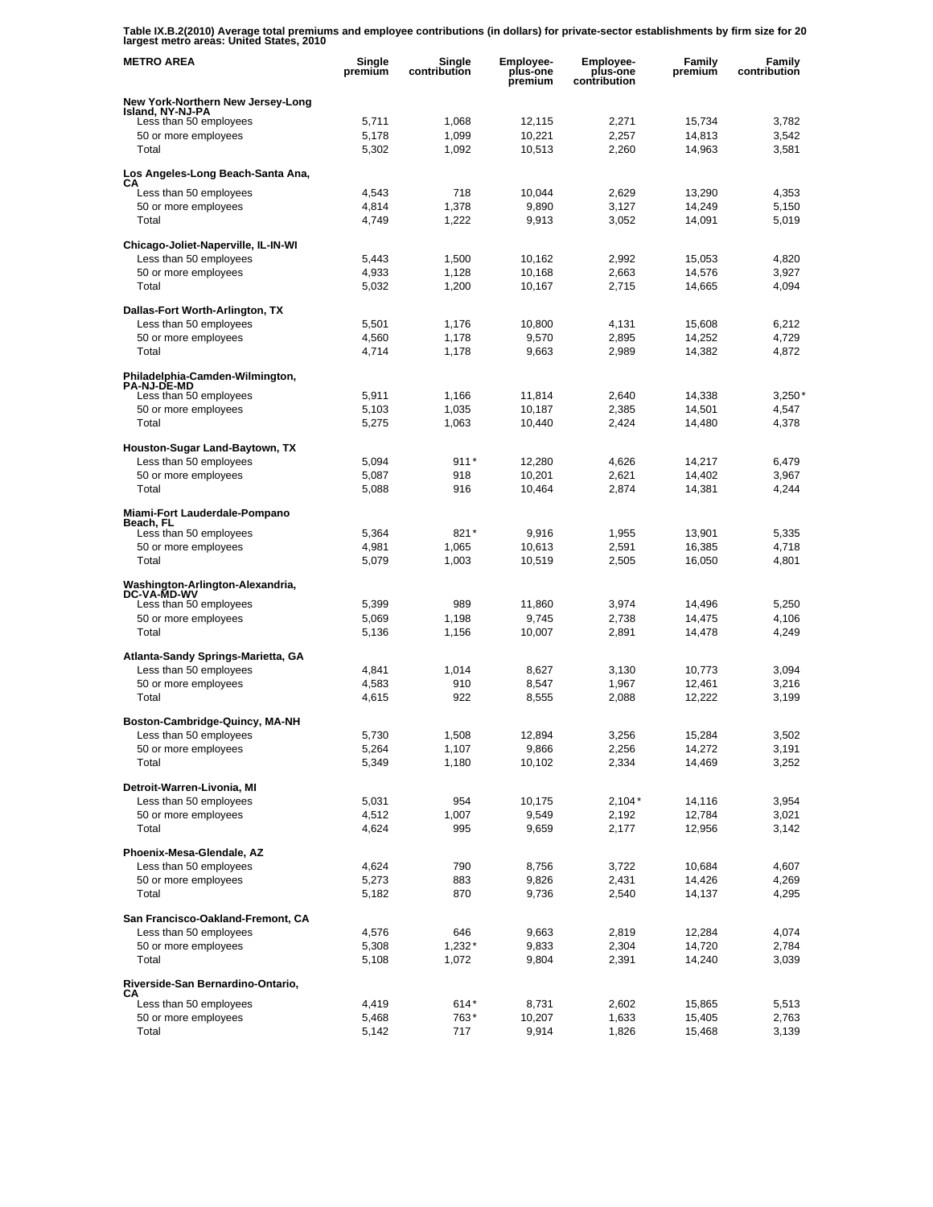**Table IX.B.2(2010) Average total premiums and employee contributions (in dollars) for private-sector establishments by firm size for 20 largest metro areas: United States, 2010**

| METRO AREA | Single premium | Single contribution | Employee-plus-one premium | Employee-plus-one contribution | Family premium | Family contribution |
|---|---|---|---|---|---|---|
| **New York-Northern New Jersey-Long Island, NY-NJ-PA** | | | | | | |
| Less than 50 employees | 5,711 | 1,068 | 12,115 | 2,271 | 15,734 | 3,782 |
| 50 or more employees | 5,178 | 1,099 | 10,221 | 2,257 | 14,813 | 3,542 |
| Total | 5,302 | 1,092 | 10,513 | 2,260 | 14,963 | 3,581 |
| **Los Angeles-Long Beach-Santa Ana, CA** | | | | | | |
| Less than 50 employees | 4,543 | 718 | 10,044 | 2,629 | 13,290 | 4,353 |
| 50 or more employees | 4,814 | 1,378 | 9,890 | 3,127 | 14,249 | 5,150 |
| Total | 4,749 | 1,222 | 9,913 | 3,052 | 14,091 | 5,019 |
| **Chicago-Joliet-Naperville, IL-IN-WI** | | | | | | |
| Less than 50 employees | 5,443 | 1,500 | 10,162 | 2,992 | 15,053 | 4,820 |
| 50 or more employees | 4,933 | 1,128 | 10,168 | 2,663 | 14,576 | 3,927 |
| Total | 5,032 | 1,200 | 10,167 | 2,715 | 14,665 | 4,094 |
| **Dallas-Fort Worth-Arlington, TX** | | | | | | |
| Less than 50 employees | 5,501 | 1,176 | 10,800 | 4,131 | 15,608 | 6,212 |
| 50 or more employees | 4,560 | 1,178 | 9,570 | 2,895 | 14,252 | 4,729 |
| Total | 4,714 | 1,178 | 9,663 | 2,989 | 14,382 | 4,872 |
| **Philadelphia-Camden-Wilmington, PA-NJ-DE-MD** | | | | | | |
| Less than 50 employees | 5,911 | 1,166 | 11,814 | 2,640 | 14,338 | 3,250* |
| 50 or more employees | 5,103 | 1,035 | 10,187 | 2,385 | 14,501 | 4,547 |
| Total | 5,275 | 1,063 | 10,440 | 2,424 | 14,480 | 4,378 |
| **Houston-Sugar Land-Baytown, TX** | | | | | | |
| Less than 50 employees | 5,094 | 911* | 12,280 | 4,626 | 14,217 | 6,479 |
| 50 or more employees | 5,087 | 918 | 10,201 | 2,621 | 14,402 | 3,967 |
| Total | 5,088 | 916 | 10,464 | 2,874 | 14,381 | 4,244 |
| **Miami-Fort Lauderdale-Pompano Beach, FL** | | | | | | |
| Less than 50 employees | 5,364 | 821* | 9,916 | 1,955 | 13,901 | 5,335 |
| 50 or more employees | 4,981 | 1,065 | 10,613 | 2,591 | 16,385 | 4,718 |
| Total | 5,079 | 1,003 | 10,519 | 2,505 | 16,050 | 4,801 |
| **Washington-Arlington-Alexandria, DC-VA-MD-WV** | | | | | | |
| Less than 50 employees | 5,399 | 989 | 11,860 | 3,974 | 14,496 | 5,250 |
| 50 or more employees | 5,069 | 1,198 | 9,745 | 2,738 | 14,475 | 4,106 |
| Total | 5,136 | 1,156 | 10,007 | 2,891 | 14,478 | 4,249 |
| **Atlanta-Sandy Springs-Marietta, GA** | | | | | | |
| Less than 50 employees | 4,841 | 1,014 | 8,627 | 3,130 | 10,773 | 3,094 |
| 50 or more employees | 4,583 | 910 | 8,547 | 1,967 | 12,461 | 3,216 |
| Total | 4,615 | 922 | 8,555 | 2,088 | 12,222 | 3,199 |
| **Boston-Cambridge-Quincy, MA-NH** | | | | | | |
| Less than 50 employees | 5,730 | 1,508 | 12,894 | 3,256 | 15,284 | 3,502 |
| 50 or more employees | 5,264 | 1,107 | 9,866 | 2,256 | 14,272 | 3,191 |
| Total | 5,349 | 1,180 | 10,102 | 2,334 | 14,469 | 3,252 |
| **Detroit-Warren-Livonia, MI** | | | | | | |
| Less than 50 employees | 5,031 | 954 | 10,175 | 2,104* | 14,116 | 3,954 |
| 50 or more employees | 4,512 | 1,007 | 9,549 | 2,192 | 12,784 | 3,021 |
| Total | 4,624 | 995 | 9,659 | 2,177 | 12,956 | 3,142 |
| **Phoenix-Mesa-Glendale, AZ** | | | | | | |
| Less than 50 employees | 4,624 | 790 | 8,756 | 3,722 | 10,684 | 4,607 |
| 50 or more employees | 5,273 | 883 | 9,826 | 2,431 | 14,426 | 4,269 |
| Total | 5,182 | 870 | 9,736 | 2,540 | 14,137 | 4,295 |
| **San Francisco-Oakland-Fremont, CA** | | | | | | |
| Less than 50 employees | 4,576 | 646 | 9,663 | 2,819 | 12,284 | 4,074 |
| 50 or more employees | 5,308 | 1,232* | 9,833 | 2,304 | 14,720 | 2,784 |
| Total | 5,108 | 1,072 | 9,804 | 2,391 | 14,240 | 3,039 |
| **Riverside-San Bernardino-Ontario, CA** | | | | | | |
| Less than 50 employees | 4,419 | 614* | 8,731 | 2,602 | 15,865 | 5,513 |
| 50 or more employees | 5,468 | 763* | 10,207 | 1,633 | 15,405 | 2,763 |
| Total | 5,142 | 717 | 9,914 | 1,826 | 15,468 | 3,139 |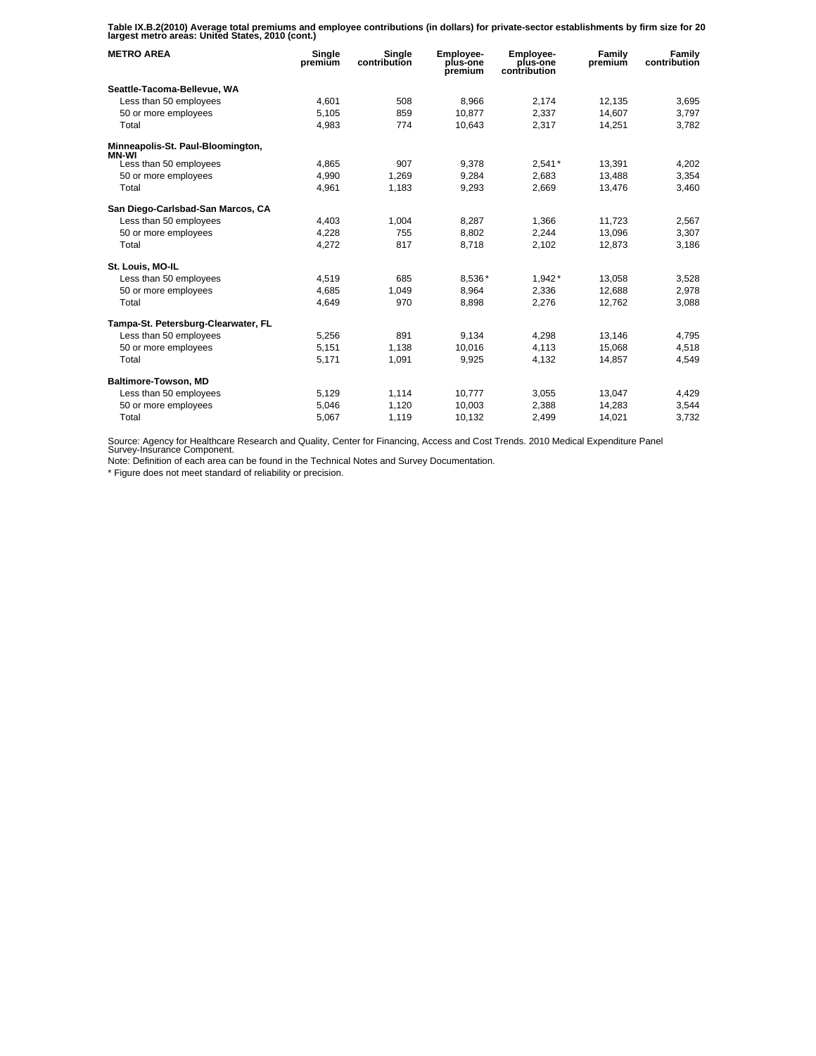**Table IX.B.2(2010) Average total premiums and employee contributions (in dollars) for private-sector establishments by firm size for 20 largest metro areas: United States, 2010 (cont.)**

| METRO AREA | Single premium | Single contribution | Employee-plus-one premium | Employee-plus-one contribution | Family premium | Family contribution |
|---|---|---|---|---|---|---|
| **Seattle-Tacoma-Bellevue, WA** | | | | | | |
| Less than 50 employees | 4,601 | 508 | 8,966 | 2,174 | 12,135 | 3,695 |
| 50 or more employees | 5,105 | 859 | 10,877 | 2,337 | 14,607 | 3,797 |
| Total | 4,983 | 774 | 10,643 | 2,317 | 14,251 | 3,782 |
| **Minneapolis-St. Paul-Bloomington, MN-WI** | | | | | | |
| Less than 50 employees | 4,865 | 907 | 9,378 | 2,541* | 13,391 | 4,202 |
| 50 or more employees | 4,990 | 1,269 | 9,284 | 2,683 | 13,488 | 3,354 |
| Total | 4,961 | 1,183 | 9,293 | 2,669 | 13,476 | 3,460 |
| **San Diego-Carlsbad-San Marcos, CA** | | | | | | |
| Less than 50 employees | 4,403 | 1,004 | 8,287 | 1,366 | 11,723 | 2,567 |
| 50 or more employees | 4,228 | 755 | 8,802 | 2,244 | 13,096 | 3,307 |
| Total | 4,272 | 817 | 8,718 | 2,102 | 12,873 | 3,186 |
| **St. Louis, MO-IL** | | | | | | |
| Less than 50 employees | 4,519 | 685 | 8,536* | 1,942* | 13,058 | 3,528 |
| 50 or more employees | 4,685 | 1,049 | 8,964 | 2,336 | 12,688 | 2,978 |
| Total | 4,649 | 970 | 8,898 | 2,276 | 12,762 | 3,088 |
| **Tampa-St. Petersburg-Clearwater, FL** | | | | | | |
| Less than 50 employees | 5,256 | 891 | 9,134 | 4,298 | 13,146 | 4,795 |
| 50 or more employees | 5,151 | 1,138 | 10,016 | 4,113 | 15,068 | 4,518 |
| Total | 5,171 | 1,091 | 9,925 | 4,132 | 14,857 | 4,549 |
| **Baltimore-Towson, MD** | | | | | | |
| Less than 50 employees | 5,129 | 1,114 | 10,777 | 3,055 | 13,047 | 4,429 |
| 50 or more employees | 5,046 | 1,120 | 10,003 | 2,388 | 14,283 | 3,544 |
| Total | 5,067 | 1,119 | 10,132 | 2,499 | 14,021 | 3,732 |

Source: Agency for Healthcare Research and Quality, Center for Financing, Access and Cost Trends. 2010 Medical Expenditure Panel Survey-Insurance Component.

Note: Definition of each area can be found in the Technical Notes and Survey Documentation.

* Figure does not meet standard of reliability or precision.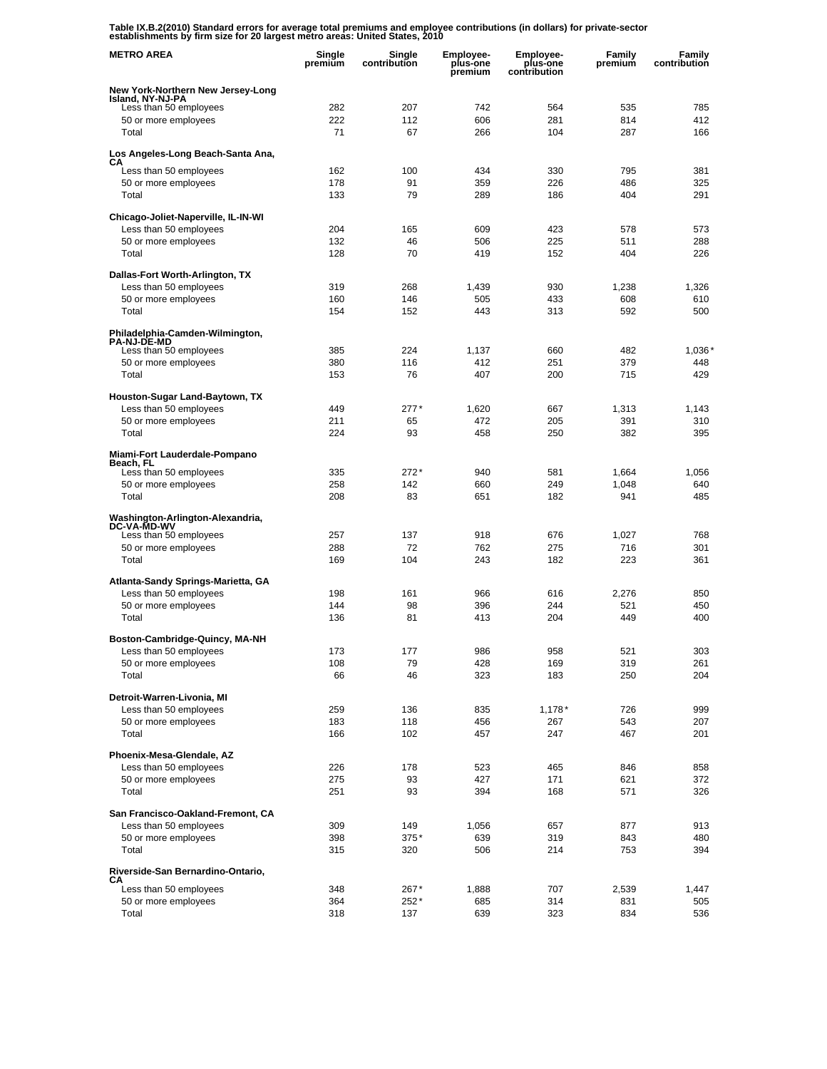**Table IX.B.2(2010) Standard errors for average total premiums and employee contributions (in dollars) for private-sector establishments by firm size for 20 largest metro areas: United States, 2010**

| METRO AREA | Single premium | Single contribution | Employee-plus-one premium | Employee-plus-one contribution | Family premium | Family contribution |
|---|---|---|---|---|---|---|
| **New York-Northern New Jersey-Long Island, NY-NJ-PA** | | | | | | |
| Less than 50 employees | 282 | 207 | 742 | 564 | 535 | 785 |
| 50 or more employees | 222 | 112 | 606 | 281 | 814 | 412 |
| Total | 71 | 67 | 266 | 104 | 287 | 166 |
| **Los Angeles-Long Beach-Santa Ana, CA** | | | | | | |
| Less than 50 employees | 162 | 100 | 434 | 330 | 795 | 381 |
| 50 or more employees | 178 | 91 | 359 | 226 | 486 | 325 |
| Total | 133 | 79 | 289 | 186 | 404 | 291 |
| **Chicago-Joliet-Naperville, IL-IN-WI** | | | | | | |
| Less than 50 employees | 204 | 165 | 609 | 423 | 578 | 573 |
| 50 or more employees | 132 | 46 | 506 | 225 | 511 | 288 |
| Total | 128 | 70 | 419 | 152 | 404 | 226 |
| **Dallas-Fort Worth-Arlington, TX** | | | | | | |
| Less than 50 employees | 319 | 268 | 1,439 | 930 | 1,238 | 1,326 |
| 50 or more employees | 160 | 146 | 505 | 433 | 608 | 610 |
| Total | 154 | 152 | 443 | 313 | 592 | 500 |
| **Philadelphia-Camden-Wilmington, PA-NJ-DE-MD** | | | | | | |
| Less than 50 employees | 385 | 224 | 1,137 | 660 | 482 | 1,036* |
| 50 or more employees | 380 | 116 | 412 | 251 | 379 | 448 |
| Total | 153 | 76 | 407 | 200 | 715 | 429 |
| **Houston-Sugar Land-Baytown, TX** | | | | | | |
| Less than 50 employees | 449 | 277* | 1,620 | 667 | 1,313 | 1,143 |
| 50 or more employees | 211 | 65 | 472 | 205 | 391 | 310 |
| Total | 224 | 93 | 458 | 250 | 382 | 395 |
| **Miami-Fort Lauderdale-Pompano Beach, FL** | | | | | | |
| Less than 50 employees | 335 | 272* | 940 | 581 | 1,664 | 1,056 |
| 50 or more employees | 258 | 142 | 660 | 249 | 1,048 | 640 |
| Total | 208 | 83 | 651 | 182 | 941 | 485 |
| **Washington-Arlington-Alexandria, DC-VA-MD-WV** | | | | | | |
| Less than 50 employees | 257 | 137 | 918 | 676 | 1,027 | 768 |
| 50 or more employees | 288 | 72 | 762 | 275 | 716 | 301 |
| Total | 169 | 104 | 243 | 182 | 223 | 361 |
| **Atlanta-Sandy Springs-Marietta, GA** | | | | | | |
| Less than 50 employees | 198 | 161 | 966 | 616 | 2,276 | 850 |
| 50 or more employees | 144 | 98 | 396 | 244 | 521 | 450 |
| Total | 136 | 81 | 413 | 204 | 449 | 400 |
| **Boston-Cambridge-Quincy, MA-NH** | | | | | | |
| Less than 50 employees | 173 | 177 | 986 | 958 | 521 | 303 |
| 50 or more employees | 108 | 79 | 428 | 169 | 319 | 261 |
| Total | 66 | 46 | 323 | 183 | 250 | 204 |
| **Detroit-Warren-Livonia, MI** | | | | | | |
| Less than 50 employees | 259 | 136 | 835 | 1,178* | 726 | 999 |
| 50 or more employees | 183 | 118 | 456 | 267 | 543 | 207 |
| Total | 166 | 102 | 457 | 247 | 467 | 201 |
| **Phoenix-Mesa-Glendale, AZ** | | | | | | |
| Less than 50 employees | 226 | 178 | 523 | 465 | 846 | 858 |
| 50 or more employees | 275 | 93 | 427 | 171 | 621 | 372 |
| Total | 251 | 93 | 394 | 168 | 571 | 326 |
| **San Francisco-Oakland-Fremont, CA** | | | | | | |
| Less than 50 employees | 309 | 149 | 1,056 | 657 | 877 | 913 |
| 50 or more employees | 398 | 375* | 639 | 319 | 843 | 480 |
| Total | 315 | 320 | 506 | 214 | 753 | 394 |
| **Riverside-San Bernardino-Ontario, CA** | | | | | | |
| Less than 50 employees | 348 | 267* | 1,888 | 707 | 2,539 | 1,447 |
| 50 or more employees | 364 | 252* | 685 | 314 | 831 | 505 |
| Total | 318 | 137 | 639 | 323 | 834 | 536 |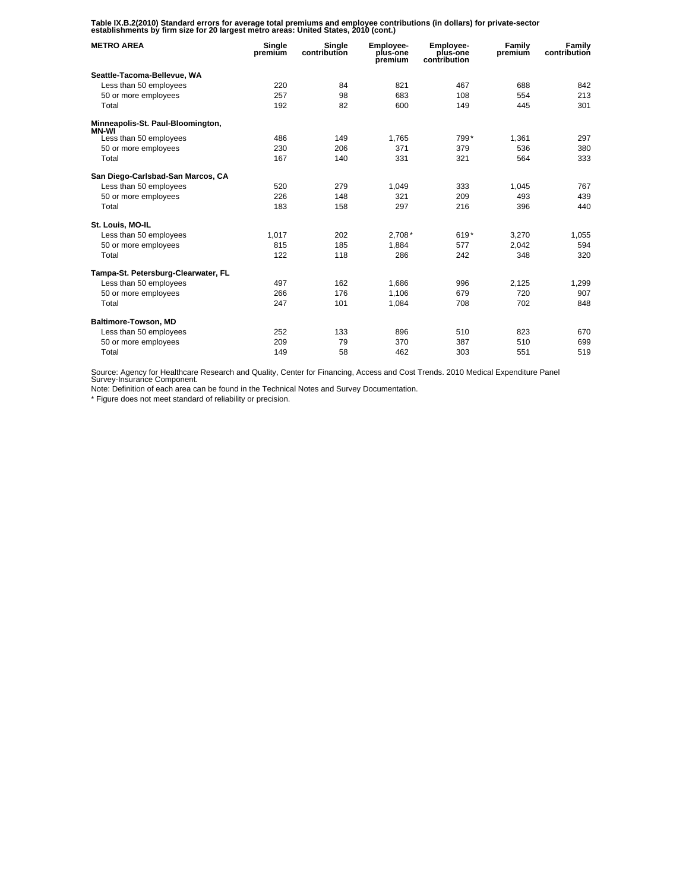**Table IX.B.2(2010) Standard errors for average total premiums and employee contributions (in dollars) for private-sector establishments by firm size for 20 largest metro areas: United States, 2010 (cont.)**

| METRO AREA | Single premium | Single contribution | Employee-plus-one premium | Employee-plus-one contribution | Family premium | Family contribution |
|---|---|---|---|---|---|---|
| **Seattle-Tacoma-Bellevue, WA** | | | | | | |
| Less than 50 employees | 220 | 84 | 821 | 467 | 688 | 842 |
| 50 or more employees | 257 | 98 | 683 | 108 | 554 | 213 |
| Total | 192 | 82 | 600 | 149 | 445 | 301 |
| **Minneapolis-St. Paul-Bloomington, MN-WI** | | | | | | |
| Less than 50 employees | 486 | 149 | 1,765 | 799* | 1,361 | 297 |
| 50 or more employees | 230 | 206 | 371 | 379 | 536 | 380 |
| Total | 167 | 140 | 331 | 321 | 564 | 333 |
| **San Diego-Carlsbad-San Marcos, CA** | | | | | | |
| Less than 50 employees | 520 | 279 | 1,049 | 333 | 1,045 | 767 |
| 50 or more employees | 226 | 148 | 321 | 209 | 493 | 439 |
| Total | 183 | 158 | 297 | 216 | 396 | 440 |
| **St. Louis, MO-IL** | | | | | | |
| Less than 50 employees | 1,017 | 202 | 2,708* | 619* | 3,270 | 1,055 |
| 50 or more employees | 815 | 185 | 1,884 | 577 | 2,042 | 594 |
| Total | 122 | 118 | 286 | 242 | 348 | 320 |
| **Tampa-St. Petersburg-Clearwater, FL** | | | | | | |
| Less than 50 employees | 497 | 162 | 1,686 | 996 | 2,125 | 1,299 |
| 50 or more employees | 266 | 176 | 1,106 | 679 | 720 | 907 |
| Total | 247 | 101 | 1,084 | 708 | 702 | 848 |
| **Baltimore-Towson, MD** | | | | | | |
| Less than 50 employees | 252 | 133 | 896 | 510 | 823 | 670 |
| 50 or more employees | 209 | 79 | 370 | 387 | 510 | 699 |
| Total | 149 | 58 | 462 | 303 | 551 | 519 |

Source: Agency for Healthcare Research and Quality, Center for Financing, Access and Cost Trends. 2010 Medical Expenditure Panel Survey-Insurance Component.

Note: Definition of each area can be found in the Technical Notes and Survey Documentation.

* Figure does not meet standard of reliability or precision.